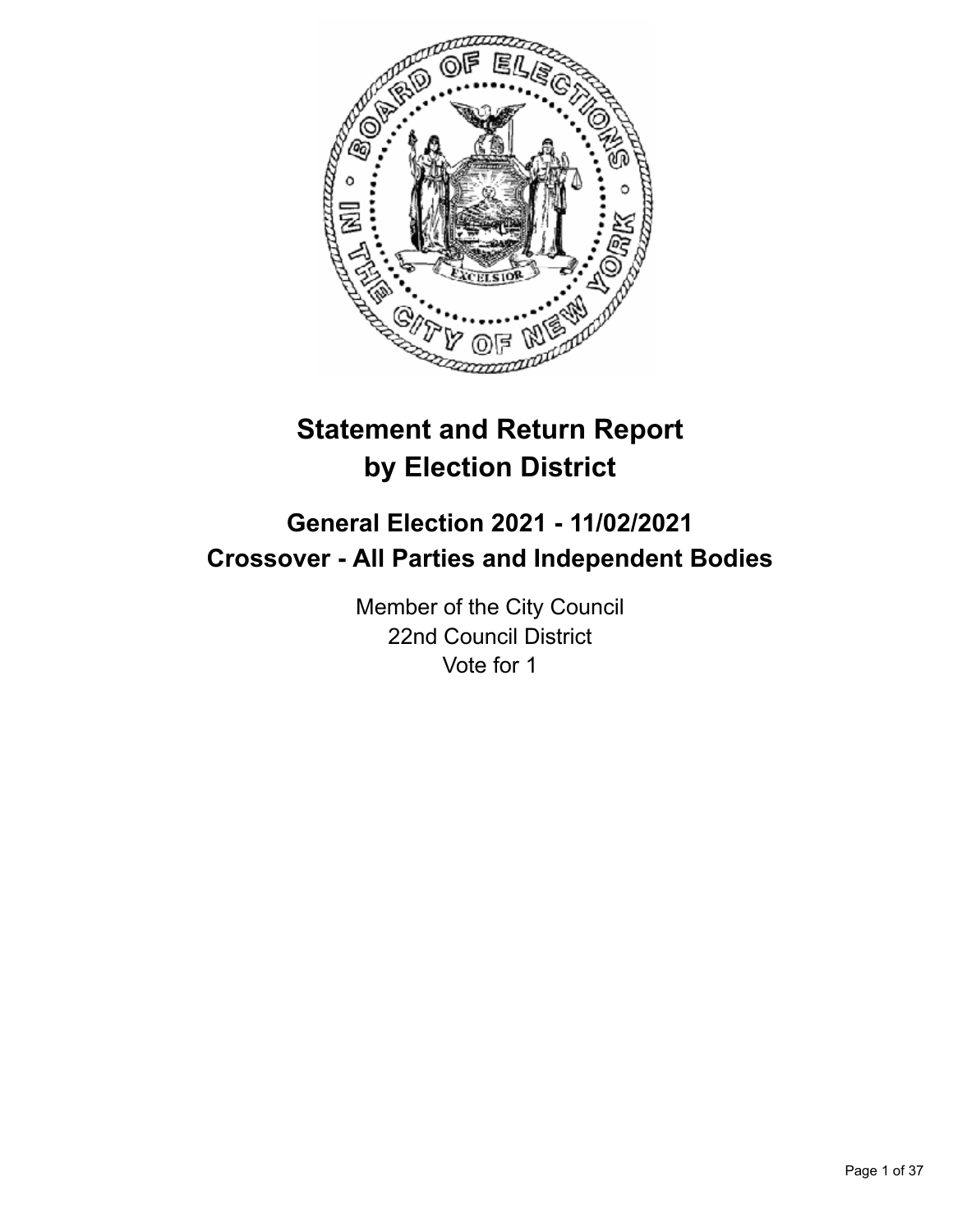# Statement and Return Report by Election District

## General Election 2021 - 11/02/2021
## Crossover - All Parties and Independent Bodies

Member of the City Council
22nd Council District
Vote for 1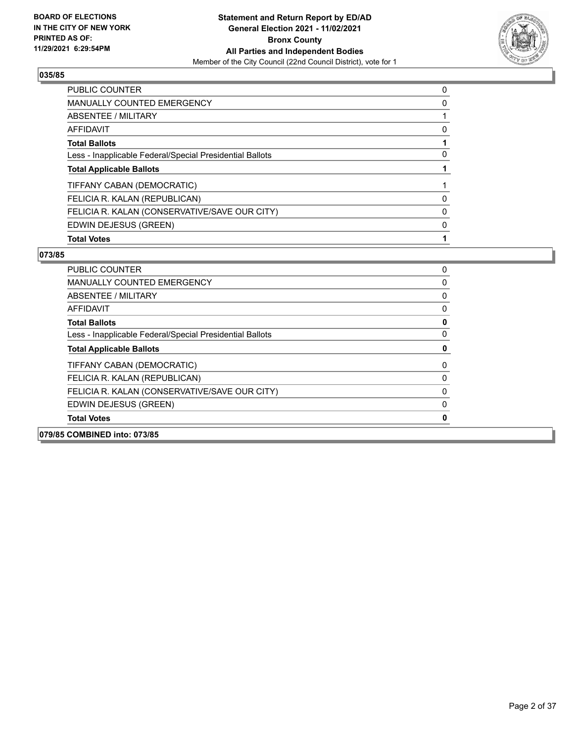## 035/85

| | |
|---|---|
| PUBLIC COUNTER | 0 |
| MANUALLY COUNTED EMERGENCY | 0 |
| ABSENTEE / MILITARY | 1 |
| AFFIDAVIT | 0 |
| **Total Ballots** | **1** |
| Less - Inapplicable Federal/Special Presidential Ballots | 0 |
| **Total Applicable Ballots** | **1** |
| TIFFANY CABAN (DEMOCRATIC) | 1 |
| FELICIA R. KALAN (REPUBLICAN) | 0 |
| FELICIA R. KALAN (CONSERVATIVE/SAVE OUR CITY) | 0 |
| EDWIN DEJESUS (GREEN) | 0 |
| **Total Votes** | **1** |

## 073/85

| | |
|---|---|
| PUBLIC COUNTER | 0 |
| MANUALLY COUNTED EMERGENCY | 0 |
| ABSENTEE / MILITARY | 0 |
| AFFIDAVIT | 0 |
| **Total Ballots** | **0** |
| Less - Inapplicable Federal/Special Presidential Ballots | 0 |
| **Total Applicable Ballots** | **0** |
| TIFFANY CABAN (DEMOCRATIC) | 0 |
| FELICIA R. KALAN (REPUBLICAN) | 0 |
| FELICIA R. KALAN (CONSERVATIVE/SAVE OUR CITY) | 0 |
| EDWIN DEJESUS (GREEN) | 0 |
| **Total Votes** | **0** |

## 079/85 COMBINED into: 073/85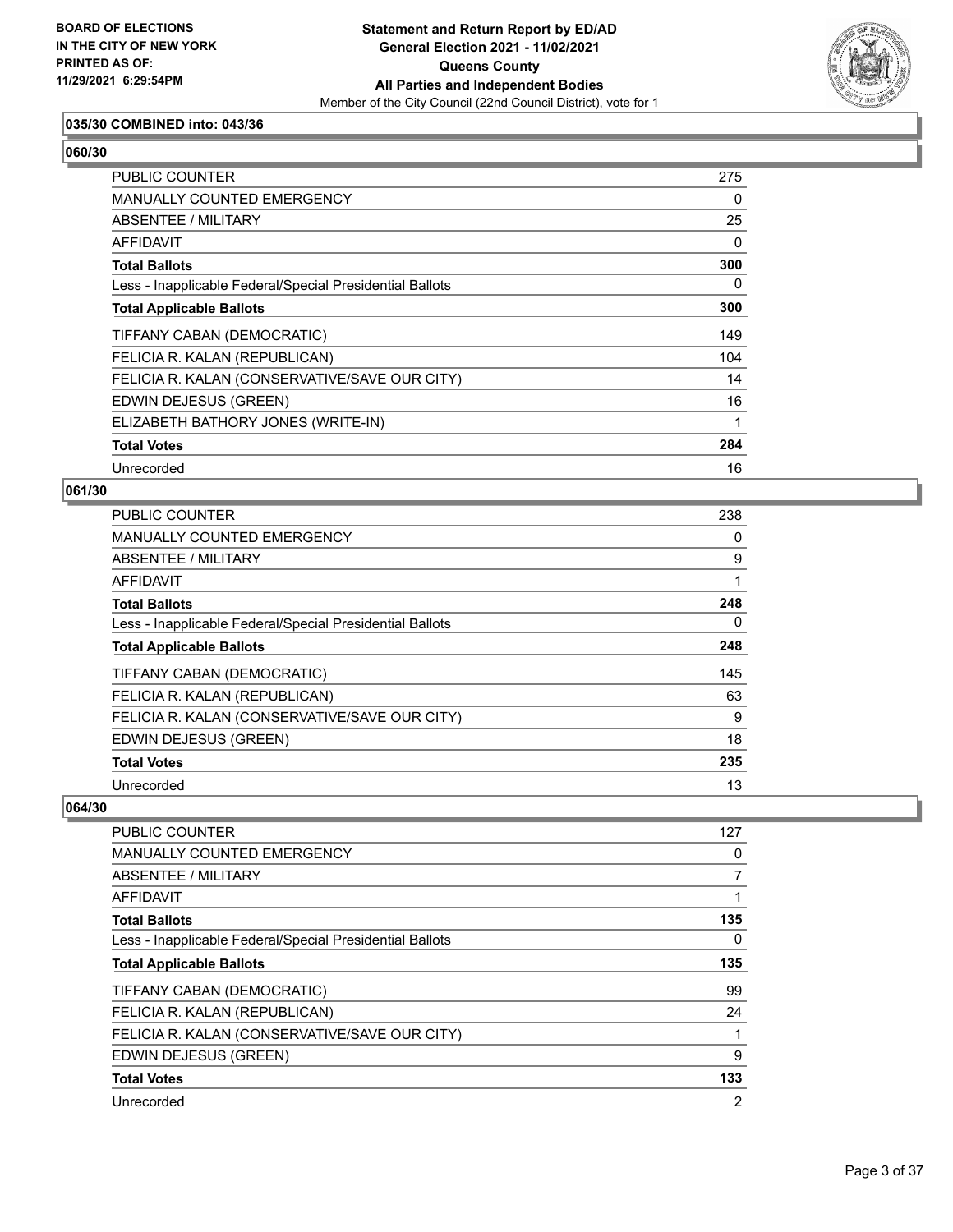### 035/30 COMBINED into: 043/36

### 060/30

| | |
|---|---|
| PUBLIC COUNTER | 275 |
| MANUALLY COUNTED EMERGENCY | 0 |
| ABSENTEE / MILITARY | 25 |
| AFFIDAVIT | 0 |
| **Total Ballots** | **300** |
| Less - Inapplicable Federal/Special Presidential Ballots | 0 |
| **Total Applicable Ballots** | **300** |
| TIFFANY CABAN (DEMOCRATIC) | 149 |
| FELICIA R. KALAN (REPUBLICAN) | 104 |
| FELICIA R. KALAN (CONSERVATIVE/SAVE OUR CITY) | 14 |
| EDWIN DEJESUS (GREEN) | 16 |
| ELIZABETH BATHORY JONES (WRITE-IN) | 1 |
| **Total Votes** | **284** |
| Unrecorded | 16 |

### 061/30

| | |
|---|---|
| PUBLIC COUNTER | 238 |
| MANUALLY COUNTED EMERGENCY | 0 |
| ABSENTEE / MILITARY | 9 |
| AFFIDAVIT | 1 |
| **Total Ballots** | **248** |
| Less - Inapplicable Federal/Special Presidential Ballots | 0 |
| **Total Applicable Ballots** | **248** |
| TIFFANY CABAN (DEMOCRATIC) | 145 |
| FELICIA R. KALAN (REPUBLICAN) | 63 |
| FELICIA R. KALAN (CONSERVATIVE/SAVE OUR CITY) | 9 |
| EDWIN DEJESUS (GREEN) | 18 |
| **Total Votes** | **235** |
| Unrecorded | 13 |

### 064/30

| | |
|---|---|
| PUBLIC COUNTER | 127 |
| MANUALLY COUNTED EMERGENCY | 0 |
| ABSENTEE / MILITARY | 7 |
| AFFIDAVIT | 1 |
| **Total Ballots** | **135** |
| Less - Inapplicable Federal/Special Presidential Ballots | 0 |
| **Total Applicable Ballots** | **135** |
| TIFFANY CABAN (DEMOCRATIC) | 99 |
| FELICIA R. KALAN (REPUBLICAN) | 24 |
| FELICIA R. KALAN (CONSERVATIVE/SAVE OUR CITY) | 1 |
| EDWIN DEJESUS (GREEN) | 9 |
| **Total Votes** | **133** |
| Unrecorded | 2 |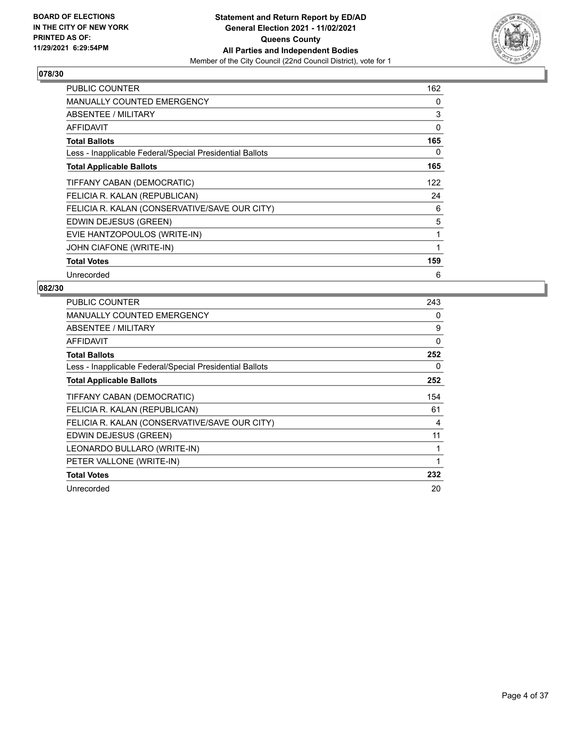## 078/30

| | |
|---|---|
| PUBLIC COUNTER | 162 |
| MANUALLY COUNTED EMERGENCY | 0 |
| ABSENTEE / MILITARY | 3 |
| AFFIDAVIT | 0 |
| **Total Ballots** | **165** |
| Less - Inapplicable Federal/Special Presidential Ballots | 0 |
| **Total Applicable Ballots** | **165** |
| TIFFANY CABAN (DEMOCRATIC) | 122 |
| FELICIA R. KALAN (REPUBLICAN) | 24 |
| FELICIA R. KALAN (CONSERVATIVE/SAVE OUR CITY) | 6 |
| EDWIN DEJESUS (GREEN) | 5 |
| EVIE HANTZOPOULOS (WRITE-IN) | 1 |
| JOHN CIAFONE (WRITE-IN) | 1 |
| **Total Votes** | **159** |
| Unrecorded | 6 |

## 082/30

| | |
|---|---|
| PUBLIC COUNTER | 243 |
| MANUALLY COUNTED EMERGENCY | 0 |
| ABSENTEE / MILITARY | 9 |
| AFFIDAVIT | 0 |
| **Total Ballots** | **252** |
| Less - Inapplicable Federal/Special Presidential Ballots | 0 |
| **Total Applicable Ballots** | **252** |
| TIFFANY CABAN (DEMOCRATIC) | 154 |
| FELICIA R. KALAN (REPUBLICAN) | 61 |
| FELICIA R. KALAN (CONSERVATIVE/SAVE OUR CITY) | 4 |
| EDWIN DEJESUS (GREEN) | 11 |
| LEONARDO BULLARO (WRITE-IN) | 1 |
| PETER VALLONE (WRITE-IN) | 1 |
| **Total Votes** | **232** |
| Unrecorded | 20 |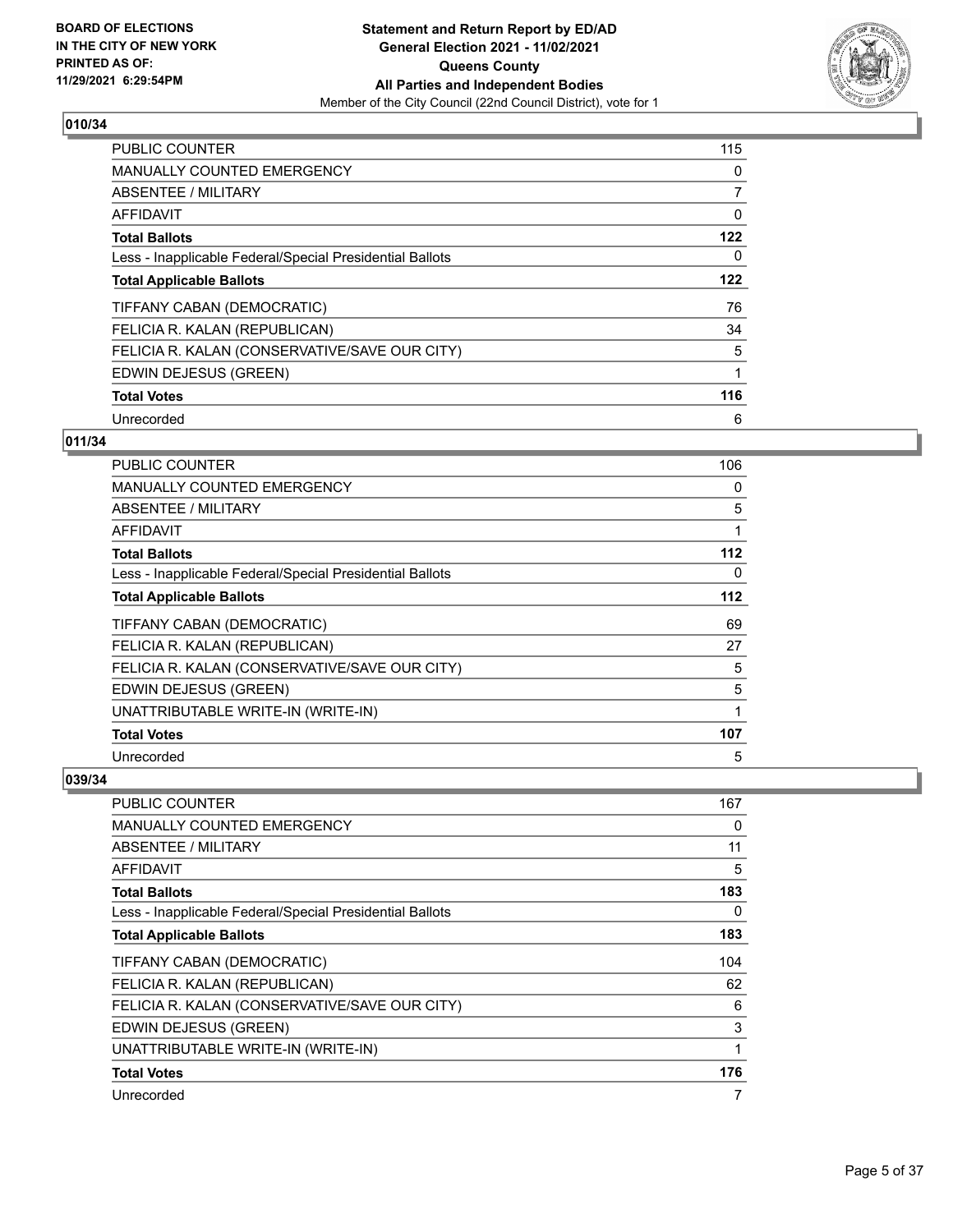**BOARD OF ELECTIONS IN THE CITY OF NEW YORK PRINTED AS OF: 11/29/2021 6:29:54PM**

**Statement and Return Report by ED/AD General Election 2021 - 11/02/2021 Queens County All Parties and Independent Bodies**

Member of the City Council (22nd Council District), vote for 1

## 010/34

| | |
|---|---|
| PUBLIC COUNTER | 115 |
| MANUALLY COUNTED EMERGENCY | 0 |
| ABSENTEE / MILITARY | 7 |
| AFFIDAVIT | 0 |
| **Total Ballots** | **122** |
| Less - Inapplicable Federal/Special Presidential Ballots | 0 |
| **Total Applicable Ballots** | **122** |
| TIFFANY CABAN (DEMOCRATIC) | 76 |
| FELICIA R. KALAN (REPUBLICAN) | 34 |
| FELICIA R. KALAN (CONSERVATIVE/SAVE OUR CITY) | 5 |
| EDWIN DEJESUS (GREEN) | 1 |
| **Total Votes** | **116** |
| Unrecorded | 6 |

## 011/34

| | |
|---|---|
| PUBLIC COUNTER | 106 |
| MANUALLY COUNTED EMERGENCY | 0 |
| ABSENTEE / MILITARY | 5 |
| AFFIDAVIT | 1 |
| **Total Ballots** | **112** |
| Less - Inapplicable Federal/Special Presidential Ballots | 0 |
| **Total Applicable Ballots** | **112** |
| TIFFANY CABAN (DEMOCRATIC) | 69 |
| FELICIA R. KALAN (REPUBLICAN) | 27 |
| FELICIA R. KALAN (CONSERVATIVE/SAVE OUR CITY) | 5 |
| EDWIN DEJESUS (GREEN) | 5 |
| UNATTRIBUTABLE WRITE-IN (WRITE-IN) | 1 |
| **Total Votes** | **107** |
| Unrecorded | 5 |

## 039/34

| | |
|---|---|
| PUBLIC COUNTER | 167 |
| MANUALLY COUNTED EMERGENCY | 0 |
| ABSENTEE / MILITARY | 11 |
| AFFIDAVIT | 5 |
| **Total Ballots** | **183** |
| Less - Inapplicable Federal/Special Presidential Ballots | 0 |
| **Total Applicable Ballots** | **183** |
| TIFFANY CABAN (DEMOCRATIC) | 104 |
| FELICIA R. KALAN (REPUBLICAN) | 62 |
| FELICIA R. KALAN (CONSERVATIVE/SAVE OUR CITY) | 6 |
| EDWIN DEJESUS (GREEN) | 3 |
| UNATTRIBUTABLE WRITE-IN (WRITE-IN) | 1 |
| **Total Votes** | **176** |
| Unrecorded | 7 |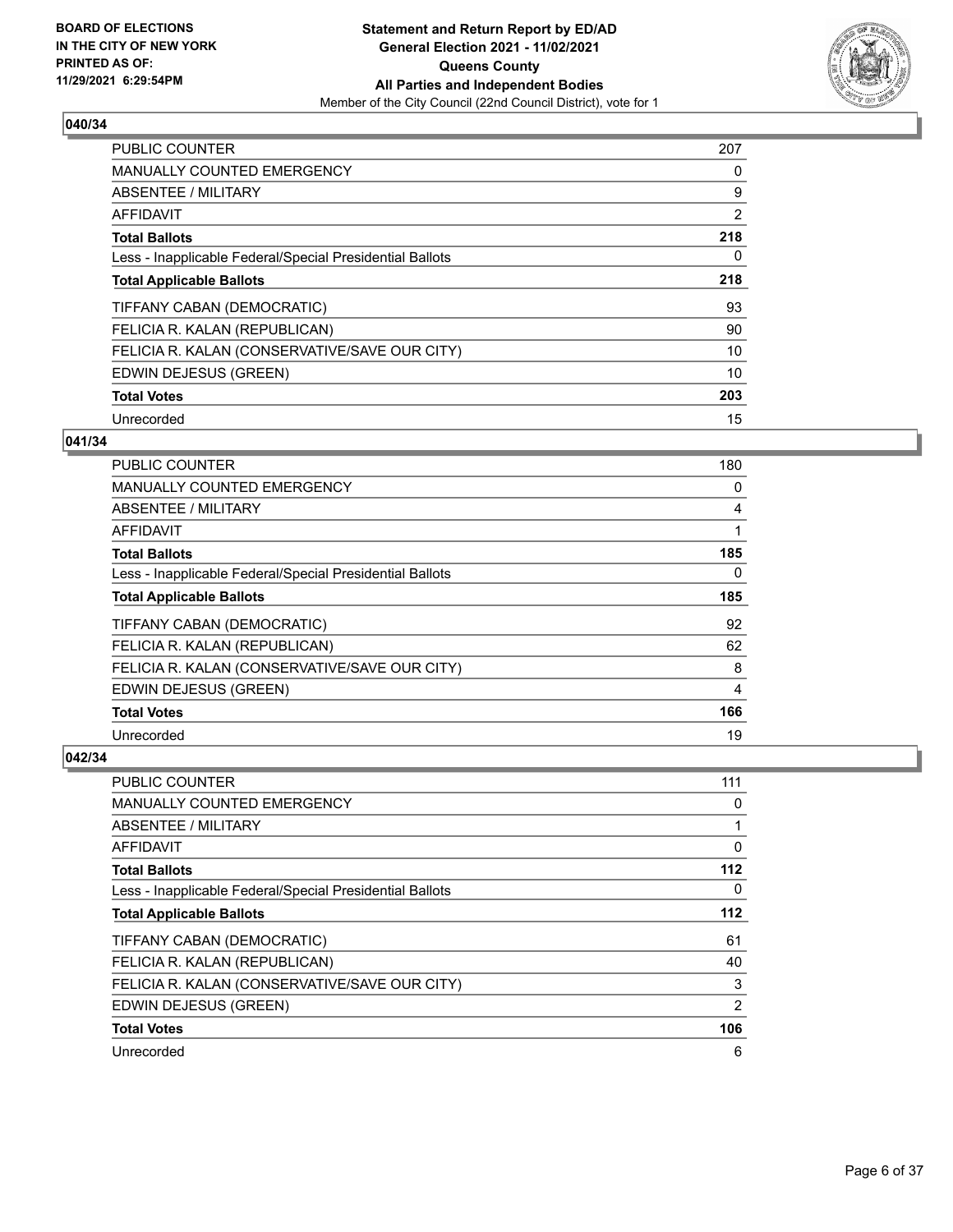## 040/34

| | |
|---|---|
| PUBLIC COUNTER | 207 |
| MANUALLY COUNTED EMERGENCY | 0 |
| ABSENTEE / MILITARY | 9 |
| AFFIDAVIT | 2 |
| **Total Ballots** | **218** |
| Less - Inapplicable Federal/Special Presidential Ballots | 0 |
| **Total Applicable Ballots** | **218** |
| TIFFANY CABAN (DEMOCRATIC) | 93 |
| FELICIA R. KALAN (REPUBLICAN) | 90 |
| FELICIA R. KALAN (CONSERVATIVE/SAVE OUR CITY) | 10 |
| EDWIN DEJESUS (GREEN) | 10 |
| **Total Votes** | **203** |
| Unrecorded | 15 |

## 041/34

| | |
|---|---|
| PUBLIC COUNTER | 180 |
| MANUALLY COUNTED EMERGENCY | 0 |
| ABSENTEE / MILITARY | 4 |
| AFFIDAVIT | 1 |
| **Total Ballots** | **185** |
| Less - Inapplicable Federal/Special Presidential Ballots | 0 |
| **Total Applicable Ballots** | **185** |
| TIFFANY CABAN (DEMOCRATIC) | 92 |
| FELICIA R. KALAN (REPUBLICAN) | 62 |
| FELICIA R. KALAN (CONSERVATIVE/SAVE OUR CITY) | 8 |
| EDWIN DEJESUS (GREEN) | 4 |
| **Total Votes** | **166** |
| Unrecorded | 19 |

## 042/34

| | |
|---|---|
| PUBLIC COUNTER | 111 |
| MANUALLY COUNTED EMERGENCY | 0 |
| ABSENTEE / MILITARY | 1 |
| AFFIDAVIT | 0 |
| **Total Ballots** | **112** |
| Less - Inapplicable Federal/Special Presidential Ballots | 0 |
| **Total Applicable Ballots** | **112** |
| TIFFANY CABAN (DEMOCRATIC) | 61 |
| FELICIA R. KALAN (REPUBLICAN) | 40 |
| FELICIA R. KALAN (CONSERVATIVE/SAVE OUR CITY) | 3 |
| EDWIN DEJESUS (GREEN) | 2 |
| **Total Votes** | **106** |
| Unrecorded | 6 |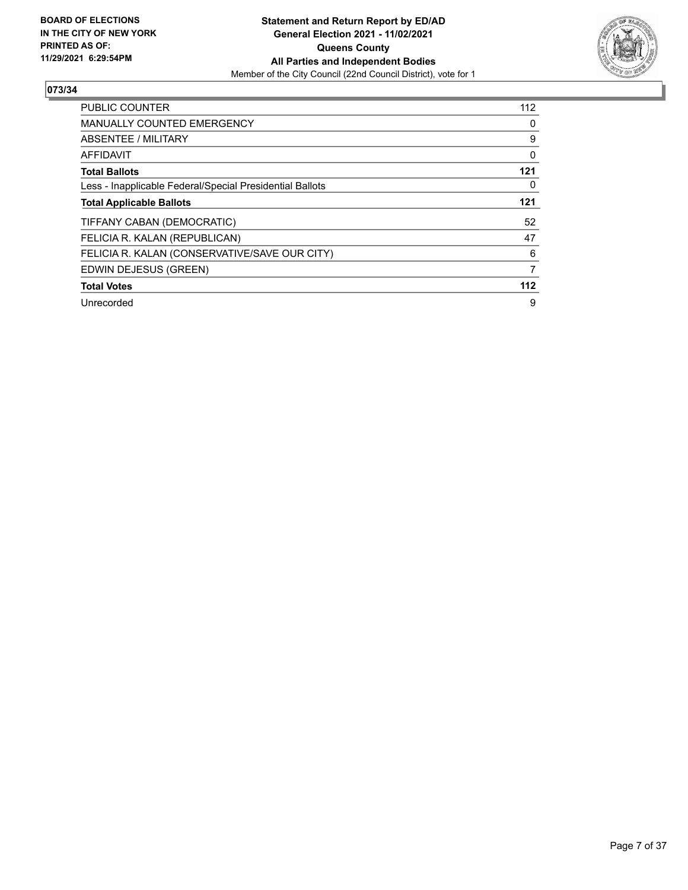**BOARD OF ELECTIONS IN THE CITY OF NEW YORK PRINTED AS OF: 11/29/2021 6:29:54PM**

**Statement and Return Report by ED/AD**
**General Election 2021 - 11/02/2021**
**Queens County**
**All Parties and Independent Bodies**
Member of the City Council (22nd Council District), vote for 1

## 073/34

| | |
|---|---|
| PUBLIC COUNTER | 112 |
| MANUALLY COUNTED EMERGENCY | 0 |
| ABSENTEE / MILITARY | 9 |
| AFFIDAVIT | 0 |
| **Total Ballots** | **121** |
| Less - Inapplicable Federal/Special Presidential Ballots | 0 |
| **Total Applicable Ballots** | **121** |
| TIFFANY CABAN (DEMOCRATIC) | 52 |
| FELICIA R. KALAN (REPUBLICAN) | 47 |
| FELICIA R. KALAN (CONSERVATIVE/SAVE OUR CITY) | 6 |
| EDWIN DEJESUS (GREEN) | 7 |
| **Total Votes** | **112** |
| Unrecorded | 9 |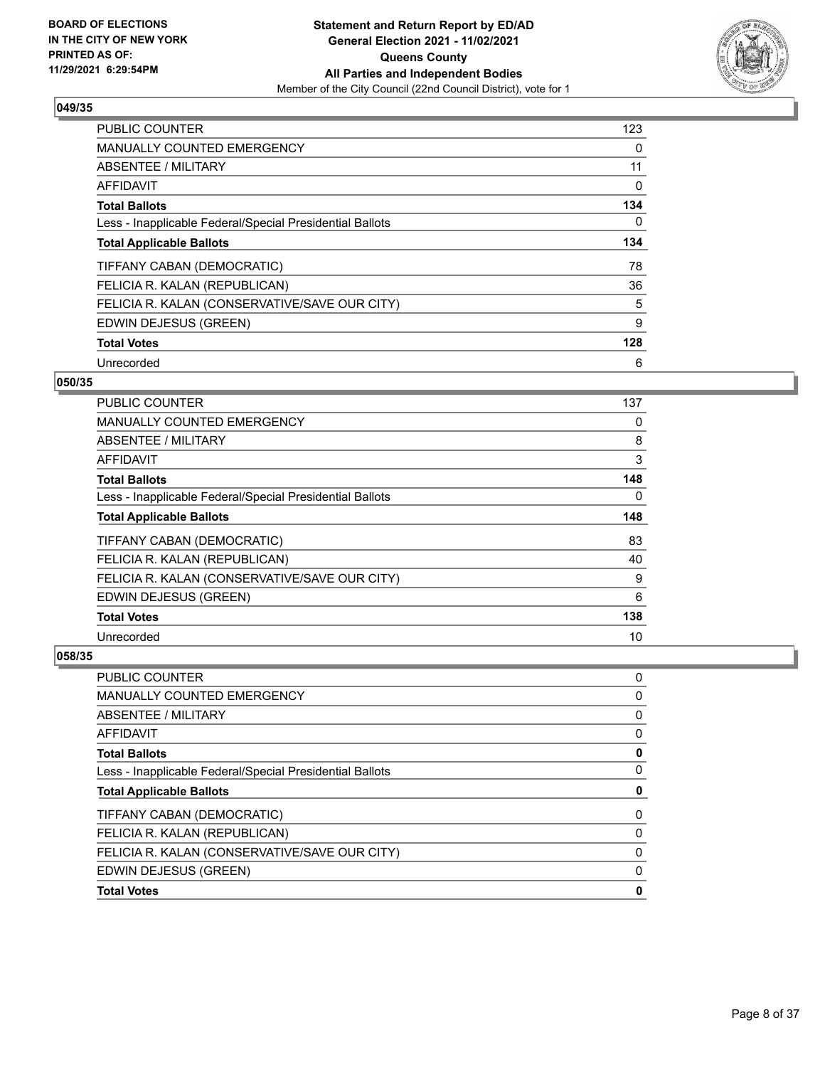### 049/35

| | |
|---|---|
| PUBLIC COUNTER | 123 |
| MANUALLY COUNTED EMERGENCY | 0 |
| ABSENTEE / MILITARY | 11 |
| AFFIDAVIT | 0 |
| **Total Ballots** | **134** |
| Less - Inapplicable Federal/Special Presidential Ballots | 0 |
| **Total Applicable Ballots** | **134** |
| TIFFANY CABAN (DEMOCRATIC) | 78 |
| FELICIA R. KALAN (REPUBLICAN) | 36 |
| FELICIA R. KALAN (CONSERVATIVE/SAVE OUR CITY) | 5 |
| EDWIN DEJESUS (GREEN) | 9 |
| **Total Votes** | **128** |
| Unrecorded | 6 |

### 050/35

| | |
|---|---|
| PUBLIC COUNTER | 137 |
| MANUALLY COUNTED EMERGENCY | 0 |
| ABSENTEE / MILITARY | 8 |
| AFFIDAVIT | 3 |
| **Total Ballots** | **148** |
| Less - Inapplicable Federal/Special Presidential Ballots | 0 |
| **Total Applicable Ballots** | **148** |
| TIFFANY CABAN (DEMOCRATIC) | 83 |
| FELICIA R. KALAN (REPUBLICAN) | 40 |
| FELICIA R. KALAN (CONSERVATIVE/SAVE OUR CITY) | 9 |
| EDWIN DEJESUS (GREEN) | 6 |
| **Total Votes** | **138** |
| Unrecorded | 10 |

### 058/35

| | |
|---|---|
| PUBLIC COUNTER | 0 |
| MANUALLY COUNTED EMERGENCY | 0 |
| ABSENTEE / MILITARY | 0 |
| AFFIDAVIT | 0 |
| **Total Ballots** | **0** |
| Less - Inapplicable Federal/Special Presidential Ballots | 0 |
| **Total Applicable Ballots** | **0** |
| TIFFANY CABAN (DEMOCRATIC) | 0 |
| FELICIA R. KALAN (REPUBLICAN) | 0 |
| FELICIA R. KALAN (CONSERVATIVE/SAVE OUR CITY) | 0 |
| EDWIN DEJESUS (GREEN) | 0 |
| **Total Votes** | **0** |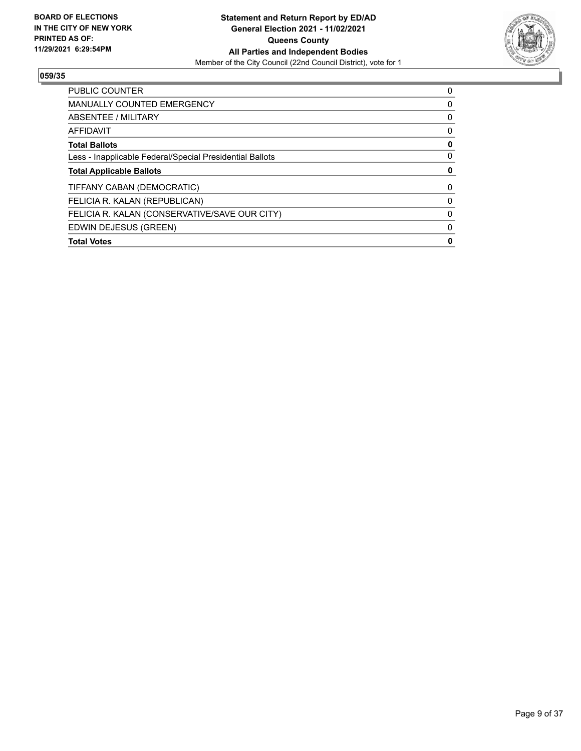**BOARD OF ELECTIONS IN THE CITY OF NEW YORK PRINTED AS OF: 11/29/2021 6:29:54PM**

**Statement and Return Report by ED/AD General Election 2021 - 11/02/2021 Queens County All Parties and Independent Bodies**

Member of the City Council (22nd Council District), vote for 1

## 059/35

| | |
|---|---|
| PUBLIC COUNTER | 0 |
| MANUALLY COUNTED EMERGENCY | 0 |
| ABSENTEE / MILITARY | 0 |
| AFFIDAVIT | 0 |
| **Total Ballots** | **0** |
| Less - Inapplicable Federal/Special Presidential Ballots | 0 |
| **Total Applicable Ballots** | **0** |
| TIFFANY CABAN (DEMOCRATIC) | 0 |
| FELICIA R. KALAN (REPUBLICAN) | 0 |
| FELICIA R. KALAN (CONSERVATIVE/SAVE OUR CITY) | 0 |
| EDWIN DEJESUS (GREEN) | 0 |
| **Total Votes** | **0** |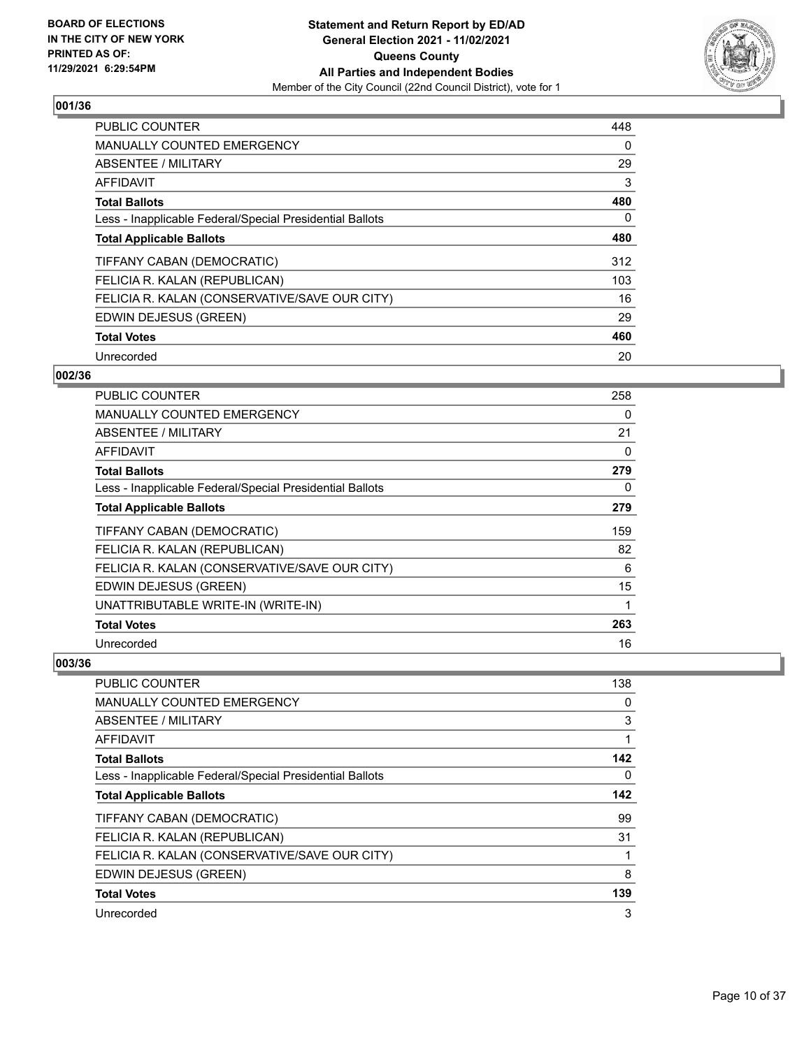BOARD OF ELECTIONS
IN THE CITY OF NEW YORK
PRINTED AS OF:
11/29/2021 6:29:54PM

**Statement and Return Report by ED/AD**
**General Election 2021 - 11/02/2021**
**Queens County**
**All Parties and Independent Bodies**
Member of the City Council (22nd Council District), vote for 1

### 001/36

| | |
|---|---|
| PUBLIC COUNTER | 448 |
| MANUALLY COUNTED EMERGENCY | 0 |
| ABSENTEE / MILITARY | 29 |
| AFFIDAVIT | 3 |
| **Total Ballots** | **480** |
| Less - Inapplicable Federal/Special Presidential Ballots | 0 |
| **Total Applicable Ballots** | **480** |
| TIFFANY CABAN (DEMOCRATIC) | 312 |
| FELICIA R. KALAN (REPUBLICAN) | 103 |
| FELICIA R. KALAN (CONSERVATIVE/SAVE OUR CITY) | 16 |
| EDWIN DEJESUS (GREEN) | 29 |
| **Total Votes** | **460** |
| Unrecorded | 20 |

### 002/36

| | |
|---|---|
| PUBLIC COUNTER | 258 |
| MANUALLY COUNTED EMERGENCY | 0 |
| ABSENTEE / MILITARY | 21 |
| AFFIDAVIT | 0 |
| **Total Ballots** | **279** |
| Less - Inapplicable Federal/Special Presidential Ballots | 0 |
| **Total Applicable Ballots** | **279** |
| TIFFANY CABAN (DEMOCRATIC) | 159 |
| FELICIA R. KALAN (REPUBLICAN) | 82 |
| FELICIA R. KALAN (CONSERVATIVE/SAVE OUR CITY) | 6 |
| EDWIN DEJESUS (GREEN) | 15 |
| UNATTRIBUTABLE WRITE-IN (WRITE-IN) | 1 |
| **Total Votes** | **263** |
| Unrecorded | 16 |

### 003/36

| | |
|---|---|
| PUBLIC COUNTER | 138 |
| MANUALLY COUNTED EMERGENCY | 0 |
| ABSENTEE / MILITARY | 3 |
| AFFIDAVIT | 1 |
| **Total Ballots** | **142** |
| Less - Inapplicable Federal/Special Presidential Ballots | 0 |
| **Total Applicable Ballots** | **142** |
| TIFFANY CABAN (DEMOCRATIC) | 99 |
| FELICIA R. KALAN (REPUBLICAN) | 31 |
| FELICIA R. KALAN (CONSERVATIVE/SAVE OUR CITY) | 1 |
| EDWIN DEJESUS (GREEN) | 8 |
| **Total Votes** | **139** |
| Unrecorded | 3 |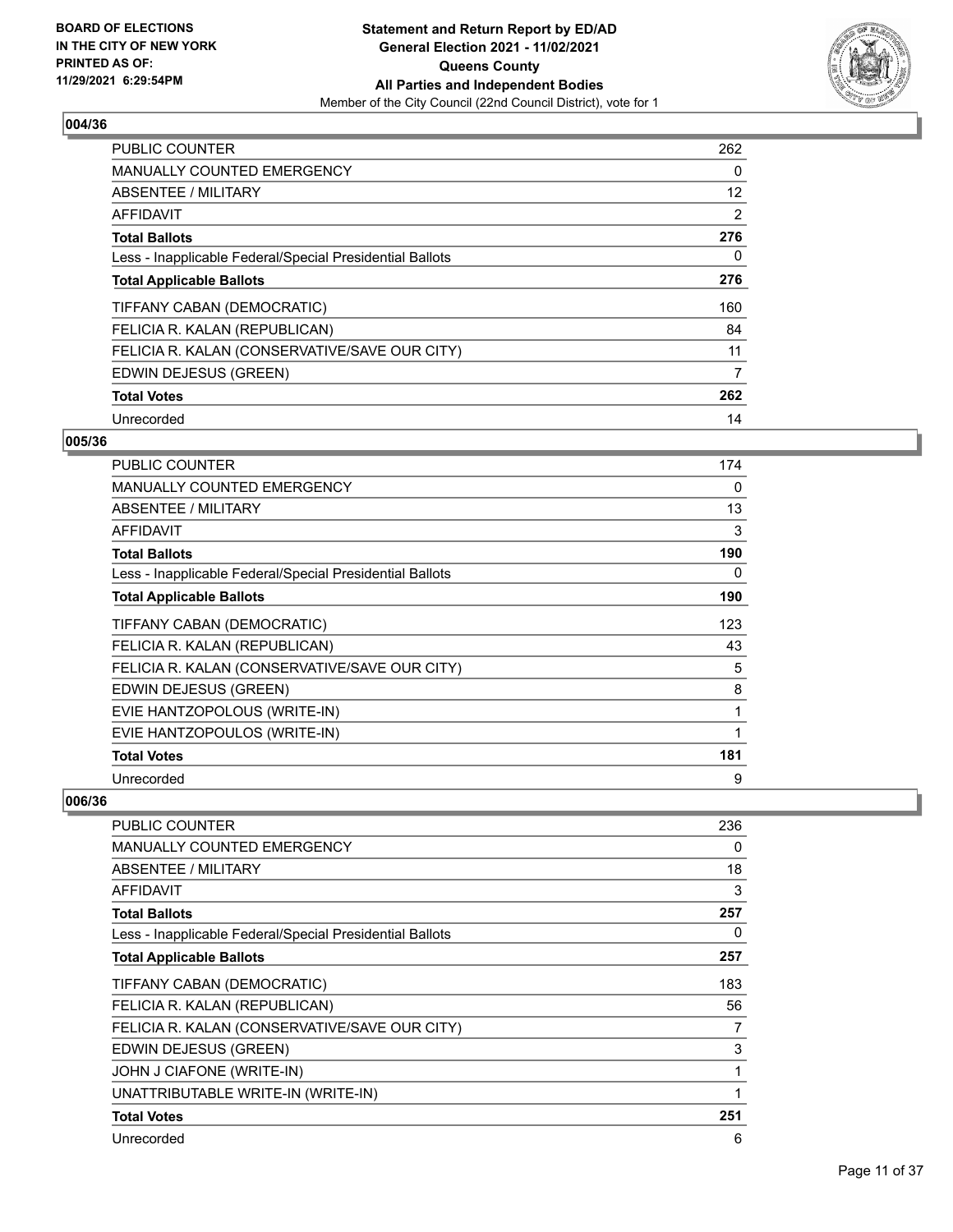BOARD OF ELECTIONS
IN THE CITY OF NEW YORK
PRINTED AS OF:
11/29/2021 6:29:54PM

**Statement and Return Report by ED/AD**
**General Election 2021 - 11/02/2021**
**Queens County**
**All Parties and Independent Bodies**
Member of the City Council (22nd Council District), vote for 1

## 004/36

| | |
|---|---|
| PUBLIC COUNTER | 262 |
| MANUALLY COUNTED EMERGENCY | 0 |
| ABSENTEE / MILITARY | 12 |
| AFFIDAVIT | 2 |
| **Total Ballots** | **276** |
| Less - Inapplicable Federal/Special Presidential Ballots | 0 |
| **Total Applicable Ballots** | **276** |
| TIFFANY CABAN (DEMOCRATIC) | 160 |
| FELICIA R. KALAN (REPUBLICAN) | 84 |
| FELICIA R. KALAN (CONSERVATIVE/SAVE OUR CITY) | 11 |
| EDWIN DEJESUS (GREEN) | 7 |
| **Total Votes** | **262** |
| Unrecorded | 14 |

## 005/36

| | |
|---|---|
| PUBLIC COUNTER | 174 |
| MANUALLY COUNTED EMERGENCY | 0 |
| ABSENTEE / MILITARY | 13 |
| AFFIDAVIT | 3 |
| **Total Ballots** | **190** |
| Less - Inapplicable Federal/Special Presidential Ballots | 0 |
| **Total Applicable Ballots** | **190** |
| TIFFANY CABAN (DEMOCRATIC) | 123 |
| FELICIA R. KALAN (REPUBLICAN) | 43 |
| FELICIA R. KALAN (CONSERVATIVE/SAVE OUR CITY) | 5 |
| EDWIN DEJESUS (GREEN) | 8 |
| EVIE HANTZOPOLOUS (WRITE-IN) | 1 |
| EVIE HANTZOPOULOS (WRITE-IN) | 1 |
| **Total Votes** | **181** |
| Unrecorded | 9 |

## 006/36

| | |
|---|---|
| PUBLIC COUNTER | 236 |
| MANUALLY COUNTED EMERGENCY | 0 |
| ABSENTEE / MILITARY | 18 |
| AFFIDAVIT | 3 |
| **Total Ballots** | **257** |
| Less - Inapplicable Federal/Special Presidential Ballots | 0 |
| **Total Applicable Ballots** | **257** |
| TIFFANY CABAN (DEMOCRATIC) | 183 |
| FELICIA R. KALAN (REPUBLICAN) | 56 |
| FELICIA R. KALAN (CONSERVATIVE/SAVE OUR CITY) | 7 |
| EDWIN DEJESUS (GREEN) | 3 |
| JOHN J CIAFONE (WRITE-IN) | 1 |
| UNATTRIBUTABLE WRITE-IN (WRITE-IN) | 1 |
| **Total Votes** | **251** |
| Unrecorded | 6 |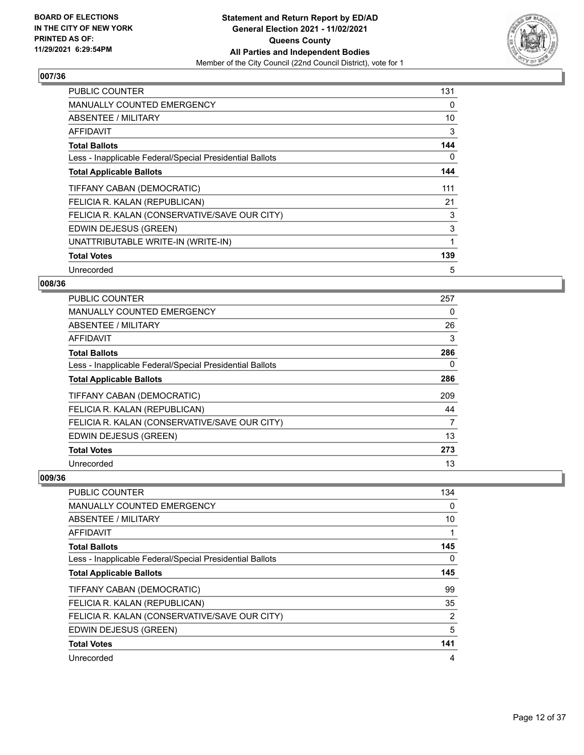## 007/36

| | |
|---|---|
| PUBLIC COUNTER | 131 |
| MANUALLY COUNTED EMERGENCY | 0 |
| ABSENTEE / MILITARY | 10 |
| AFFIDAVIT | 3 |
| **Total Ballots** | **144** |
| Less - Inapplicable Federal/Special Presidential Ballots | 0 |
| **Total Applicable Ballots** | **144** |
| TIFFANY CABAN (DEMOCRATIC) | 111 |
| FELICIA R. KALAN (REPUBLICAN) | 21 |
| FELICIA R. KALAN (CONSERVATIVE/SAVE OUR CITY) | 3 |
| EDWIN DEJESUS (GREEN) | 3 |
| UNATTRIBUTABLE WRITE-IN (WRITE-IN) | 1 |
| **Total Votes** | **139** |
| Unrecorded | 5 |

## 008/36

| | |
|---|---|
| PUBLIC COUNTER | 257 |
| MANUALLY COUNTED EMERGENCY | 0 |
| ABSENTEE / MILITARY | 26 |
| AFFIDAVIT | 3 |
| **Total Ballots** | **286** |
| Less - Inapplicable Federal/Special Presidential Ballots | 0 |
| **Total Applicable Ballots** | **286** |
| TIFFANY CABAN (DEMOCRATIC) | 209 |
| FELICIA R. KALAN (REPUBLICAN) | 44 |
| FELICIA R. KALAN (CONSERVATIVE/SAVE OUR CITY) | 7 |
| EDWIN DEJESUS (GREEN) | 13 |
| **Total Votes** | **273** |
| Unrecorded | 13 |

## 009/36

| | |
|---|---|
| PUBLIC COUNTER | 134 |
| MANUALLY COUNTED EMERGENCY | 0 |
| ABSENTEE / MILITARY | 10 |
| AFFIDAVIT | 1 |
| **Total Ballots** | **145** |
| Less - Inapplicable Federal/Special Presidential Ballots | 0 |
| **Total Applicable Ballots** | **145** |
| TIFFANY CABAN (DEMOCRATIC) | 99 |
| FELICIA R. KALAN (REPUBLICAN) | 35 |
| FELICIA R. KALAN (CONSERVATIVE/SAVE OUR CITY) | 2 |
| EDWIN DEJESUS (GREEN) | 5 |
| **Total Votes** | **141** |
| Unrecorded | 4 |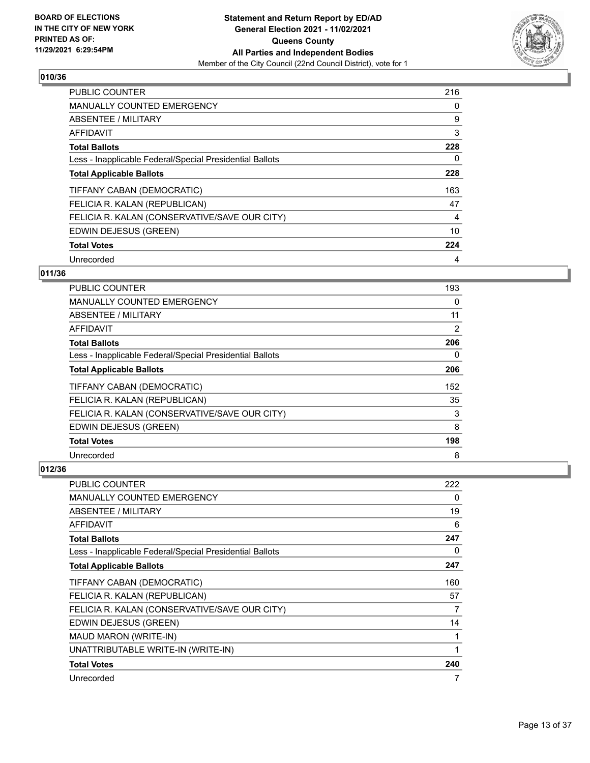## 010/36

| | |
|---|---|
| PUBLIC COUNTER | 216 |
| MANUALLY COUNTED EMERGENCY | 0 |
| ABSENTEE / MILITARY | 9 |
| AFFIDAVIT | 3 |
| **Total Ballots** | **228** |
| Less - Inapplicable Federal/Special Presidential Ballots | 0 |
| **Total Applicable Ballots** | **228** |
| TIFFANY CABAN (DEMOCRATIC) | 163 |
| FELICIA R. KALAN (REPUBLICAN) | 47 |
| FELICIA R. KALAN (CONSERVATIVE/SAVE OUR CITY) | 4 |
| EDWIN DEJESUS (GREEN) | 10 |
| **Total Votes** | **224** |
| Unrecorded | 4 |

## 011/36

| | |
|---|---|
| PUBLIC COUNTER | 193 |
| MANUALLY COUNTED EMERGENCY | 0 |
| ABSENTEE / MILITARY | 11 |
| AFFIDAVIT | 2 |
| **Total Ballots** | **206** |
| Less - Inapplicable Federal/Special Presidential Ballots | 0 |
| **Total Applicable Ballots** | **206** |
| TIFFANY CABAN (DEMOCRATIC) | 152 |
| FELICIA R. KALAN (REPUBLICAN) | 35 |
| FELICIA R. KALAN (CONSERVATIVE/SAVE OUR CITY) | 3 |
| EDWIN DEJESUS (GREEN) | 8 |
| **Total Votes** | **198** |
| Unrecorded | 8 |

## 012/36

| | |
|---|---|
| PUBLIC COUNTER | 222 |
| MANUALLY COUNTED EMERGENCY | 0 |
| ABSENTEE / MILITARY | 19 |
| AFFIDAVIT | 6 |
| **Total Ballots** | **247** |
| Less - Inapplicable Federal/Special Presidential Ballots | 0 |
| **Total Applicable Ballots** | **247** |
| TIFFANY CABAN (DEMOCRATIC) | 160 |
| FELICIA R. KALAN (REPUBLICAN) | 57 |
| FELICIA R. KALAN (CONSERVATIVE/SAVE OUR CITY) | 7 |
| EDWIN DEJESUS (GREEN) | 14 |
| MAUD MARON (WRITE-IN) | 1 |
| UNATTRIBUTABLE WRITE-IN (WRITE-IN) | 1 |
| **Total Votes** | **240** |
| Unrecorded | 7 |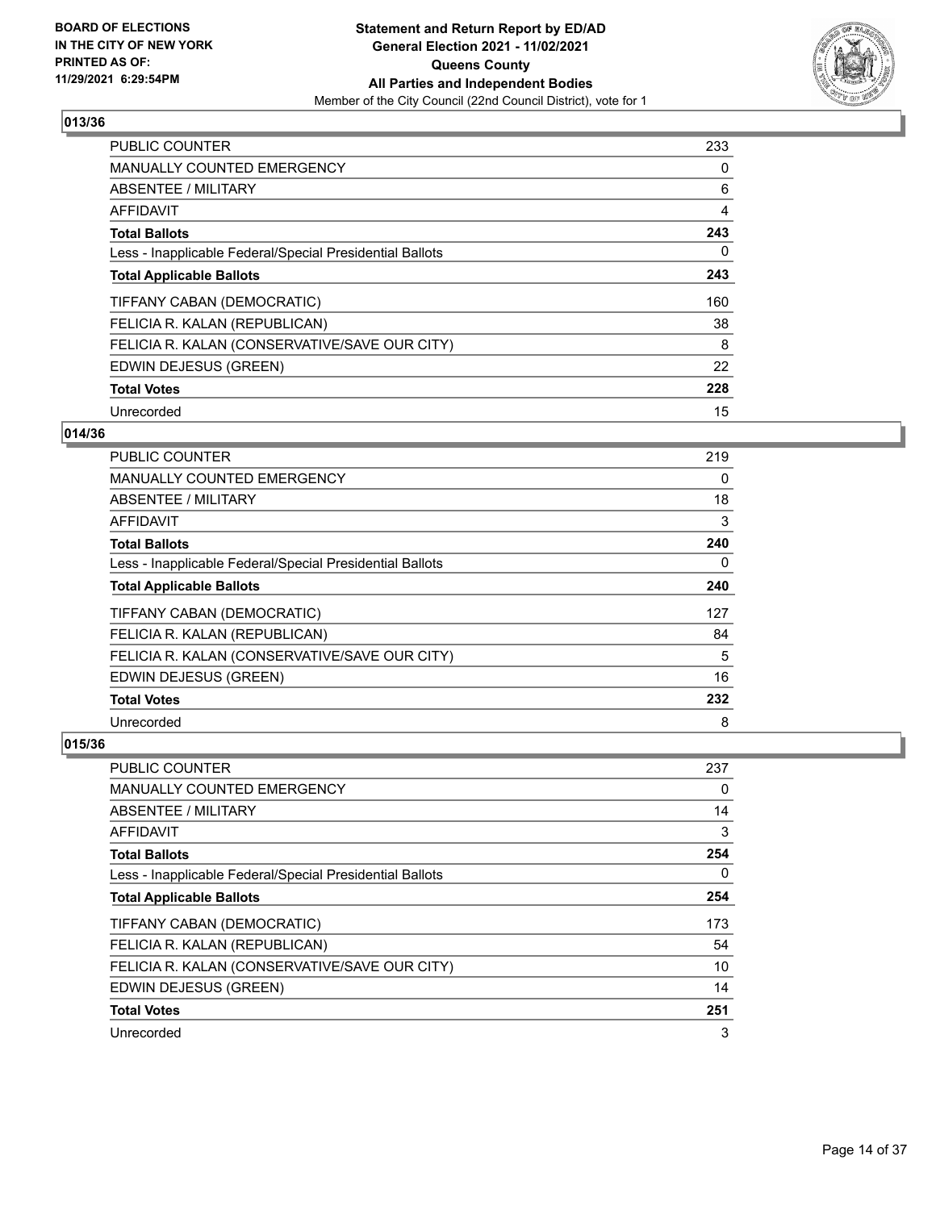BOARD OF ELECTIONS
IN THE CITY OF NEW YORK
PRINTED AS OF:
11/29/2021 6:29:54PM

**Statement and Return Report by ED/AD**
**General Election 2021 - 11/02/2021**
**Queens County**
**All Parties and Independent Bodies**
Member of the City Council (22nd Council District), vote for 1

### 013/36

| | |
|---|---|
| PUBLIC COUNTER | 233 |
| MANUALLY COUNTED EMERGENCY | 0 |
| ABSENTEE / MILITARY | 6 |
| AFFIDAVIT | 4 |
| **Total Ballots** | **243** |
| Less - Inapplicable Federal/Special Presidential Ballots | 0 |
| **Total Applicable Ballots** | **243** |
| TIFFANY CABAN (DEMOCRATIC) | 160 |
| FELICIA R. KALAN (REPUBLICAN) | 38 |
| FELICIA R. KALAN (CONSERVATIVE/SAVE OUR CITY) | 8 |
| EDWIN DEJESUS (GREEN) | 22 |
| **Total Votes** | **228** |
| Unrecorded | 15 |

### 014/36

| | |
|---|---|
| PUBLIC COUNTER | 219 |
| MANUALLY COUNTED EMERGENCY | 0 |
| ABSENTEE / MILITARY | 18 |
| AFFIDAVIT | 3 |
| **Total Ballots** | **240** |
| Less - Inapplicable Federal/Special Presidential Ballots | 0 |
| **Total Applicable Ballots** | **240** |
| TIFFANY CABAN (DEMOCRATIC) | 127 |
| FELICIA R. KALAN (REPUBLICAN) | 84 |
| FELICIA R. KALAN (CONSERVATIVE/SAVE OUR CITY) | 5 |
| EDWIN DEJESUS (GREEN) | 16 |
| **Total Votes** | **232** |
| Unrecorded | 8 |

### 015/36

| | |
|---|---|
| PUBLIC COUNTER | 237 |
| MANUALLY COUNTED EMERGENCY | 0 |
| ABSENTEE / MILITARY | 14 |
| AFFIDAVIT | 3 |
| **Total Ballots** | **254** |
| Less - Inapplicable Federal/Special Presidential Ballots | 0 |
| **Total Applicable Ballots** | **254** |
| TIFFANY CABAN (DEMOCRATIC) | 173 |
| FELICIA R. KALAN (REPUBLICAN) | 54 |
| FELICIA R. KALAN (CONSERVATIVE/SAVE OUR CITY) | 10 |
| EDWIN DEJESUS (GREEN) | 14 |
| **Total Votes** | **251** |
| Unrecorded | 3 |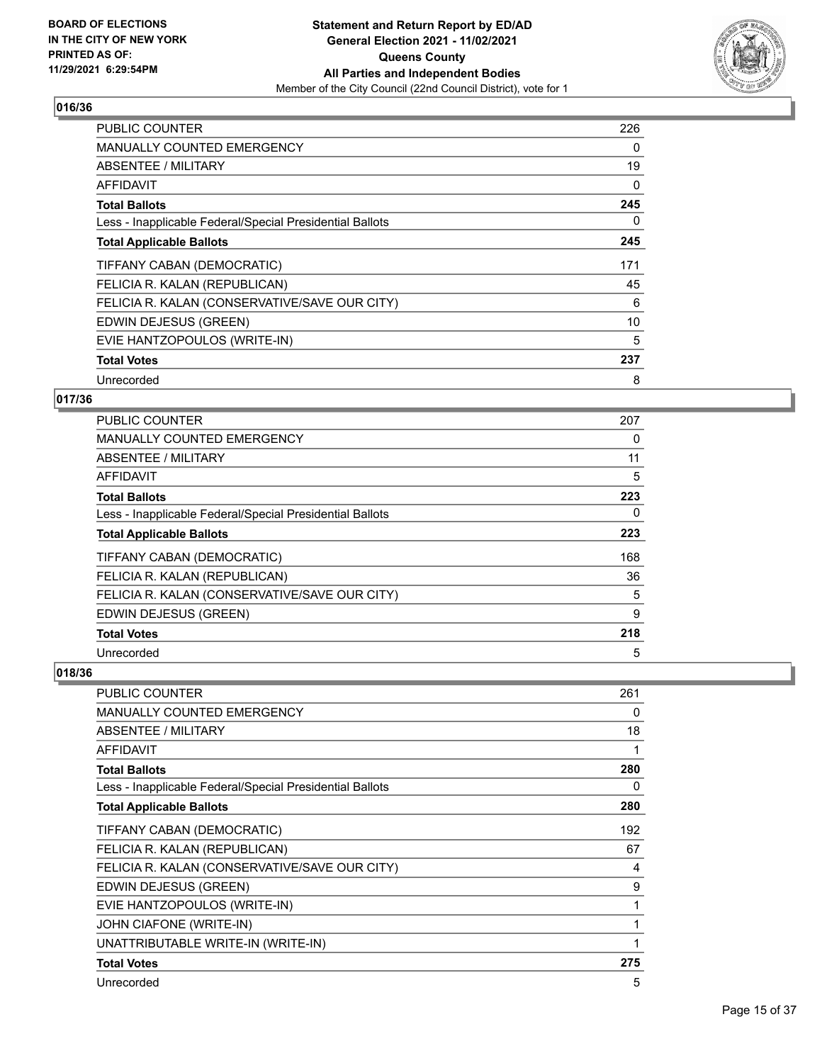## 016/36

| | |
|---|---|
| PUBLIC COUNTER | 226 |
| MANUALLY COUNTED EMERGENCY | 0 |
| ABSENTEE / MILITARY | 19 |
| AFFIDAVIT | 0 |
| **Total Ballots** | **245** |
| Less - Inapplicable Federal/Special Presidential Ballots | 0 |
| **Total Applicable Ballots** | **245** |
| TIFFANY CABAN (DEMOCRATIC) | 171 |
| FELICIA R. KALAN (REPUBLICAN) | 45 |
| FELICIA R. KALAN (CONSERVATIVE/SAVE OUR CITY) | 6 |
| EDWIN DEJESUS (GREEN) | 10 |
| EVIE HANTZOPOULOS (WRITE-IN) | 5 |
| **Total Votes** | **237** |
| Unrecorded | 8 |

## 017/36

| | |
|---|---|
| PUBLIC COUNTER | 207 |
| MANUALLY COUNTED EMERGENCY | 0 |
| ABSENTEE / MILITARY | 11 |
| AFFIDAVIT | 5 |
| **Total Ballots** | **223** |
| Less - Inapplicable Federal/Special Presidential Ballots | 0 |
| **Total Applicable Ballots** | **223** |
| TIFFANY CABAN (DEMOCRATIC) | 168 |
| FELICIA R. KALAN (REPUBLICAN) | 36 |
| FELICIA R. KALAN (CONSERVATIVE/SAVE OUR CITY) | 5 |
| EDWIN DEJESUS (GREEN) | 9 |
| **Total Votes** | **218** |
| Unrecorded | 5 |

## 018/36

| | |
|---|---|
| PUBLIC COUNTER | 261 |
| MANUALLY COUNTED EMERGENCY | 0 |
| ABSENTEE / MILITARY | 18 |
| AFFIDAVIT | 1 |
| **Total Ballots** | **280** |
| Less - Inapplicable Federal/Special Presidential Ballots | 0 |
| **Total Applicable Ballots** | **280** |
| TIFFANY CABAN (DEMOCRATIC) | 192 |
| FELICIA R. KALAN (REPUBLICAN) | 67 |
| FELICIA R. KALAN (CONSERVATIVE/SAVE OUR CITY) | 4 |
| EDWIN DEJESUS (GREEN) | 9 |
| EVIE HANTZOPOULOS (WRITE-IN) | 1 |
| JOHN CIAFONE (WRITE-IN) | 1 |
| UNATTRIBUTABLE WRITE-IN (WRITE-IN) | 1 |
| **Total Votes** | **275** |
| Unrecorded | 5 |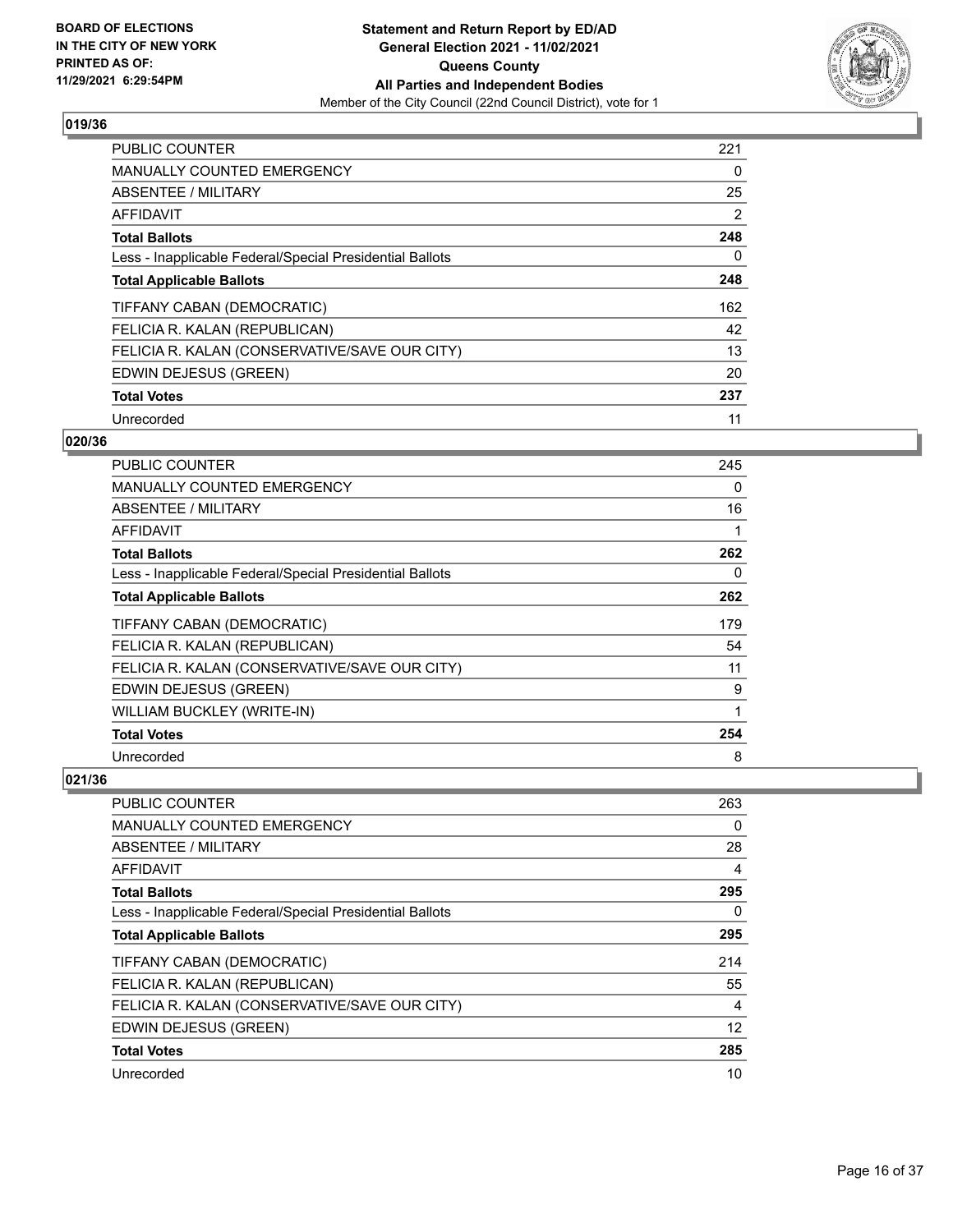**BOARD OF ELECTIONS IN THE CITY OF NEW YORK PRINTED AS OF: 11/29/2021 6:29:54PM**

**Statement and Return Report by ED/AD General Election 2021 - 11/02/2021 Queens County All Parties and Independent Bodies**

Member of the City Council (22nd Council District), vote for 1

## 019/36

| | |
|---|---|
| PUBLIC COUNTER | 221 |
| MANUALLY COUNTED EMERGENCY | 0 |
| ABSENTEE / MILITARY | 25 |
| AFFIDAVIT | 2 |
| **Total Ballots** | **248** |
| Less - Inapplicable Federal/Special Presidential Ballots | 0 |
| **Total Applicable Ballots** | **248** |
| TIFFANY CABAN (DEMOCRATIC) | 162 |
| FELICIA R. KALAN (REPUBLICAN) | 42 |
| FELICIA R. KALAN (CONSERVATIVE/SAVE OUR CITY) | 13 |
| EDWIN DEJESUS (GREEN) | 20 |
| **Total Votes** | **237** |
| Unrecorded | 11 |

## 020/36

| | |
|---|---|
| PUBLIC COUNTER | 245 |
| MANUALLY COUNTED EMERGENCY | 0 |
| ABSENTEE / MILITARY | 16 |
| AFFIDAVIT | 1 |
| **Total Ballots** | **262** |
| Less - Inapplicable Federal/Special Presidential Ballots | 0 |
| **Total Applicable Ballots** | **262** |
| TIFFANY CABAN (DEMOCRATIC) | 179 |
| FELICIA R. KALAN (REPUBLICAN) | 54 |
| FELICIA R. KALAN (CONSERVATIVE/SAVE OUR CITY) | 11 |
| EDWIN DEJESUS (GREEN) | 9 |
| WILLIAM BUCKLEY (WRITE-IN) | 1 |
| **Total Votes** | **254** |
| Unrecorded | 8 |

## 021/36

| | |
|---|---|
| PUBLIC COUNTER | 263 |
| MANUALLY COUNTED EMERGENCY | 0 |
| ABSENTEE / MILITARY | 28 |
| AFFIDAVIT | 4 |
| **Total Ballots** | **295** |
| Less - Inapplicable Federal/Special Presidential Ballots | 0 |
| **Total Applicable Ballots** | **295** |
| TIFFANY CABAN (DEMOCRATIC) | 214 |
| FELICIA R. KALAN (REPUBLICAN) | 55 |
| FELICIA R. KALAN (CONSERVATIVE/SAVE OUR CITY) | 4 |
| EDWIN DEJESUS (GREEN) | 12 |
| **Total Votes** | **285** |
| Unrecorded | 10 |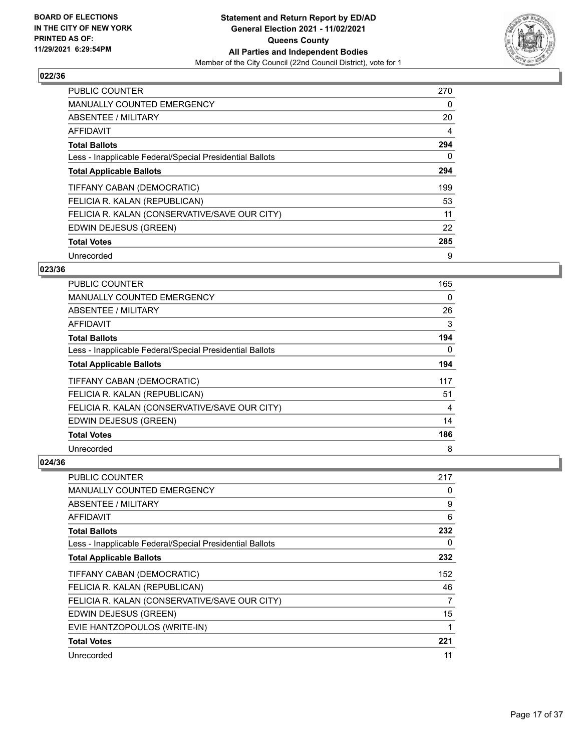BOARD OF ELECTIONS IN THE CITY OF NEW YORK PRINTED AS OF: 11/29/2021 6:29:54PM

**Statement and Return Report by ED/AD**
**General Election 2021 - 11/02/2021**
**Queens County**
**All Parties and Independent Bodies**
Member of the City Council (22nd Council District), vote for 1

### 022/36

| | |
|---|---|
| PUBLIC COUNTER | 270 |
| MANUALLY COUNTED EMERGENCY | 0 |
| ABSENTEE / MILITARY | 20 |
| AFFIDAVIT | 4 |
| **Total Ballots** | **294** |
| Less - Inapplicable Federal/Special Presidential Ballots | 0 |
| **Total Applicable Ballots** | **294** |
| TIFFANY CABAN (DEMOCRATIC) | 199 |
| FELICIA R. KALAN (REPUBLICAN) | 53 |
| FELICIA R. KALAN (CONSERVATIVE/SAVE OUR CITY) | 11 |
| EDWIN DEJESUS (GREEN) | 22 |
| **Total Votes** | **285** |
| Unrecorded | 9 |

### 023/36

| | |
|---|---|
| PUBLIC COUNTER | 165 |
| MANUALLY COUNTED EMERGENCY | 0 |
| ABSENTEE / MILITARY | 26 |
| AFFIDAVIT | 3 |
| **Total Ballots** | **194** |
| Less - Inapplicable Federal/Special Presidential Ballots | 0 |
| **Total Applicable Ballots** | **194** |
| TIFFANY CABAN (DEMOCRATIC) | 117 |
| FELICIA R. KALAN (REPUBLICAN) | 51 |
| FELICIA R. KALAN (CONSERVATIVE/SAVE OUR CITY) | 4 |
| EDWIN DEJESUS (GREEN) | 14 |
| **Total Votes** | **186** |
| Unrecorded | 8 |

### 024/36

| | |
|---|---|
| PUBLIC COUNTER | 217 |
| MANUALLY COUNTED EMERGENCY | 0 |
| ABSENTEE / MILITARY | 9 |
| AFFIDAVIT | 6 |
| **Total Ballots** | **232** |
| Less - Inapplicable Federal/Special Presidential Ballots | 0 |
| **Total Applicable Ballots** | **232** |
| TIFFANY CABAN (DEMOCRATIC) | 152 |
| FELICIA R. KALAN (REPUBLICAN) | 46 |
| FELICIA R. KALAN (CONSERVATIVE/SAVE OUR CITY) | 7 |
| EDWIN DEJESUS (GREEN) | 15 |
| EVIE HANTZOPOULOS (WRITE-IN) | 1 |
| **Total Votes** | **221** |
| Unrecorded | 11 |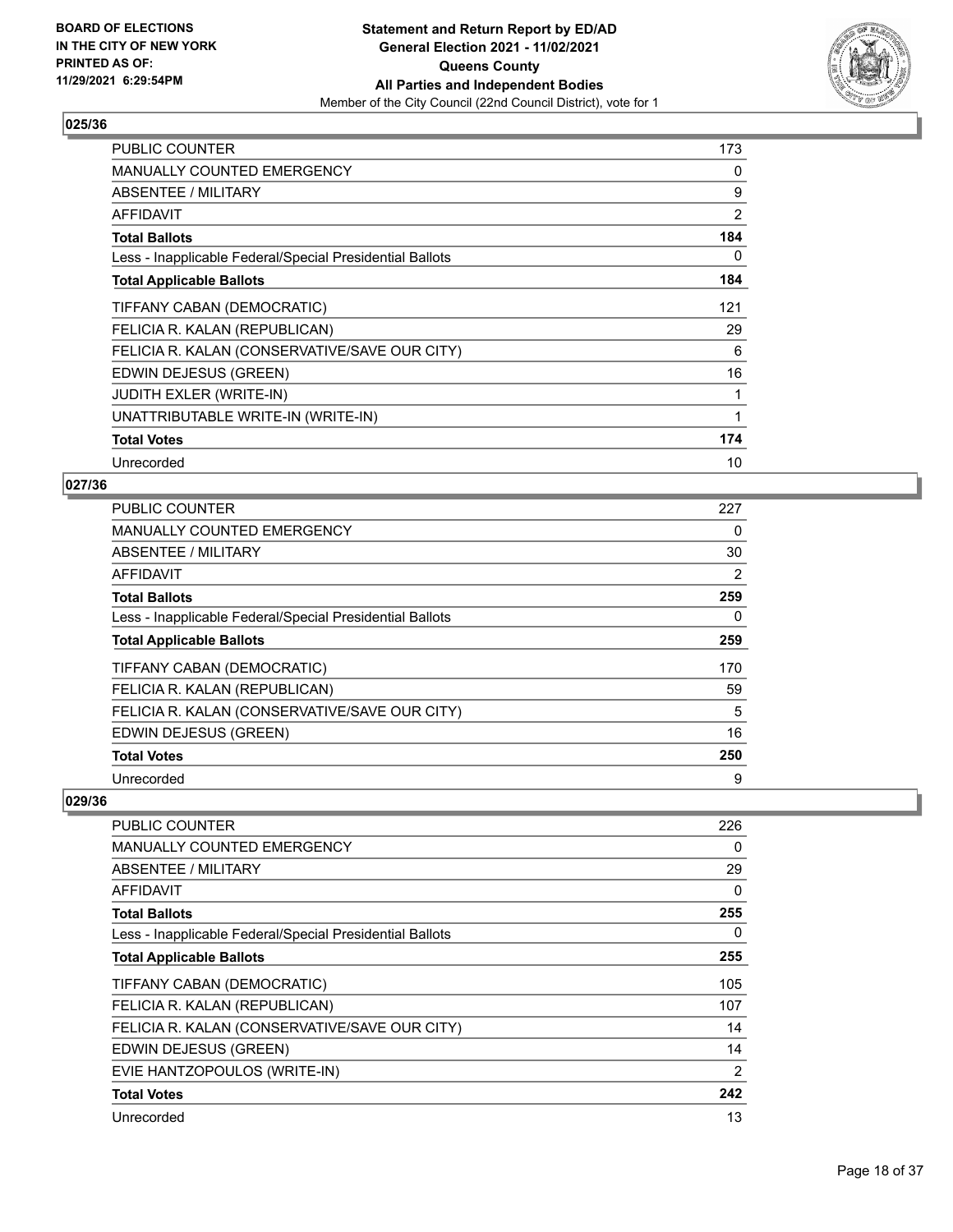**BOARD OF ELECTIONS IN THE CITY OF NEW YORK PRINTED AS OF: 11/29/2021 6:29:54PM**

**Statement and Return Report by ED/AD General Election 2021 - 11/02/2021 Queens County All Parties and Independent Bodies**
Member of the City Council (22nd Council District), vote for 1

## 025/36

| | |
|---|---|
| PUBLIC COUNTER | 173 |
| MANUALLY COUNTED EMERGENCY | 0 |
| ABSENTEE / MILITARY | 9 |
| AFFIDAVIT | 2 |
| **Total Ballots** | **184** |
| Less - Inapplicable Federal/Special Presidential Ballots | 0 |
| **Total Applicable Ballots** | **184** |
| TIFFANY CABAN (DEMOCRATIC) | 121 |
| FELICIA R. KALAN (REPUBLICAN) | 29 |
| FELICIA R. KALAN (CONSERVATIVE/SAVE OUR CITY) | 6 |
| EDWIN DEJESUS (GREEN) | 16 |
| JUDITH EXLER (WRITE-IN) | 1 |
| UNATTRIBUTABLE WRITE-IN (WRITE-IN) | 1 |
| **Total Votes** | **174** |
| Unrecorded | 10 |

## 027/36

| | |
|---|---|
| PUBLIC COUNTER | 227 |
| MANUALLY COUNTED EMERGENCY | 0 |
| ABSENTEE / MILITARY | 30 |
| AFFIDAVIT | 2 |
| **Total Ballots** | **259** |
| Less - Inapplicable Federal/Special Presidential Ballots | 0 |
| **Total Applicable Ballots** | **259** |
| TIFFANY CABAN (DEMOCRATIC) | 170 |
| FELICIA R. KALAN (REPUBLICAN) | 59 |
| FELICIA R. KALAN (CONSERVATIVE/SAVE OUR CITY) | 5 |
| EDWIN DEJESUS (GREEN) | 16 |
| **Total Votes** | **250** |
| Unrecorded | 9 |

## 029/36

| | |
|---|---|
| PUBLIC COUNTER | 226 |
| MANUALLY COUNTED EMERGENCY | 0 |
| ABSENTEE / MILITARY | 29 |
| AFFIDAVIT | 0 |
| **Total Ballots** | **255** |
| Less - Inapplicable Federal/Special Presidential Ballots | 0 |
| **Total Applicable Ballots** | **255** |
| TIFFANY CABAN (DEMOCRATIC) | 105 |
| FELICIA R. KALAN (REPUBLICAN) | 107 |
| FELICIA R. KALAN (CONSERVATIVE/SAVE OUR CITY) | 14 |
| EDWIN DEJESUS (GREEN) | 14 |
| EVIE HANTZOPOULOS (WRITE-IN) | 2 |
| **Total Votes** | **242** |
| Unrecorded | 13 |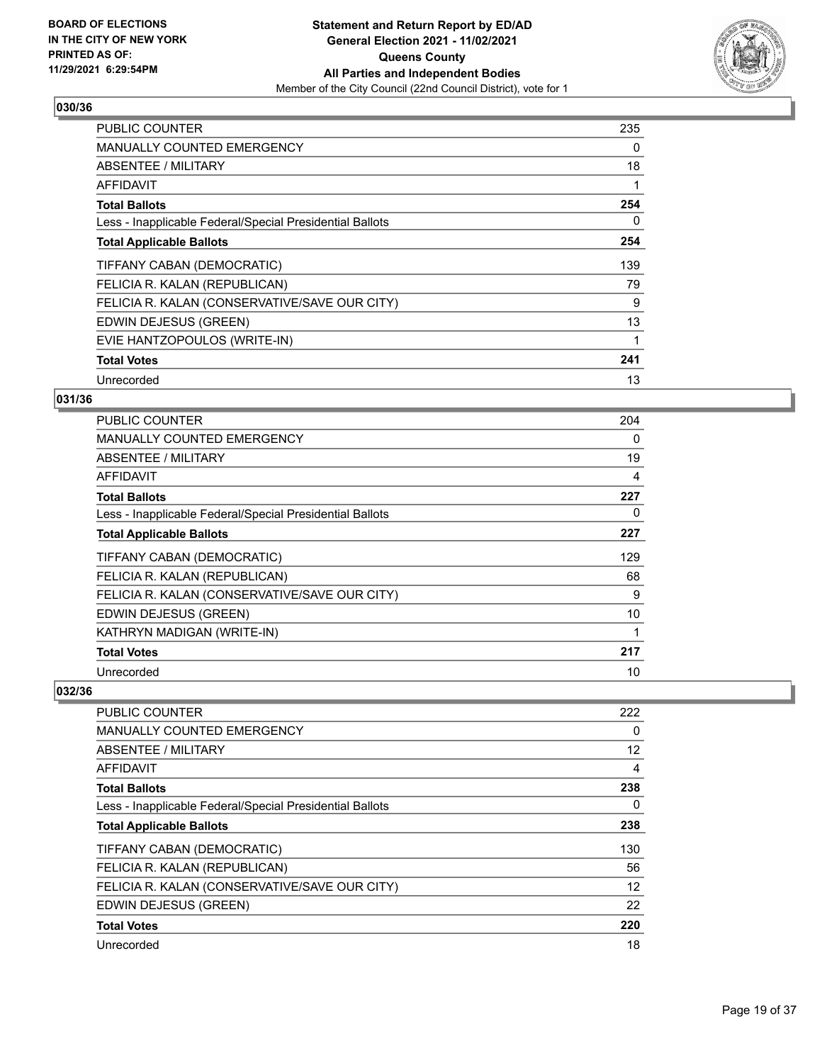**BOARD OF ELECTIONS IN THE CITY OF NEW YORK PRINTED AS OF: 11/29/2021 6:29:54PM**

**Statement and Return Report by ED/AD**
**General Election 2021 - 11/02/2021**
**Queens County**
**All Parties and Independent Bodies**
Member of the City Council (22nd Council District), vote for 1

## 030/36

| | |
|---|---|
| PUBLIC COUNTER | 235 |
| MANUALLY COUNTED EMERGENCY | 0 |
| ABSENTEE / MILITARY | 18 |
| AFFIDAVIT | 1 |
| **Total Ballots** | **254** |
| Less - Inapplicable Federal/Special Presidential Ballots | 0 |
| **Total Applicable Ballots** | **254** |
| TIFFANY CABAN (DEMOCRATIC) | 139 |
| FELICIA R. KALAN (REPUBLICAN) | 79 |
| FELICIA R. KALAN (CONSERVATIVE/SAVE OUR CITY) | 9 |
| EDWIN DEJESUS (GREEN) | 13 |
| EVIE HANTZOPOULOS (WRITE-IN) | 1 |
| **Total Votes** | **241** |
| Unrecorded | 13 |

## 031/36

| | |
|---|---|
| PUBLIC COUNTER | 204 |
| MANUALLY COUNTED EMERGENCY | 0 |
| ABSENTEE / MILITARY | 19 |
| AFFIDAVIT | 4 |
| **Total Ballots** | **227** |
| Less - Inapplicable Federal/Special Presidential Ballots | 0 |
| **Total Applicable Ballots** | **227** |
| TIFFANY CABAN (DEMOCRATIC) | 129 |
| FELICIA R. KALAN (REPUBLICAN) | 68 |
| FELICIA R. KALAN (CONSERVATIVE/SAVE OUR CITY) | 9 |
| EDWIN DEJESUS (GREEN) | 10 |
| KATHRYN MADIGAN (WRITE-IN) | 1 |
| **Total Votes** | **217** |
| Unrecorded | 10 |

## 032/36

| | |
|---|---|
| PUBLIC COUNTER | 222 |
| MANUALLY COUNTED EMERGENCY | 0 |
| ABSENTEE / MILITARY | 12 |
| AFFIDAVIT | 4 |
| **Total Ballots** | **238** |
| Less - Inapplicable Federal/Special Presidential Ballots | 0 |
| **Total Applicable Ballots** | **238** |
| TIFFANY CABAN (DEMOCRATIC) | 130 |
| FELICIA R. KALAN (REPUBLICAN) | 56 |
| FELICIA R. KALAN (CONSERVATIVE/SAVE OUR CITY) | 12 |
| EDWIN DEJESUS (GREEN) | 22 |
| **Total Votes** | **220** |
| Unrecorded | 18 |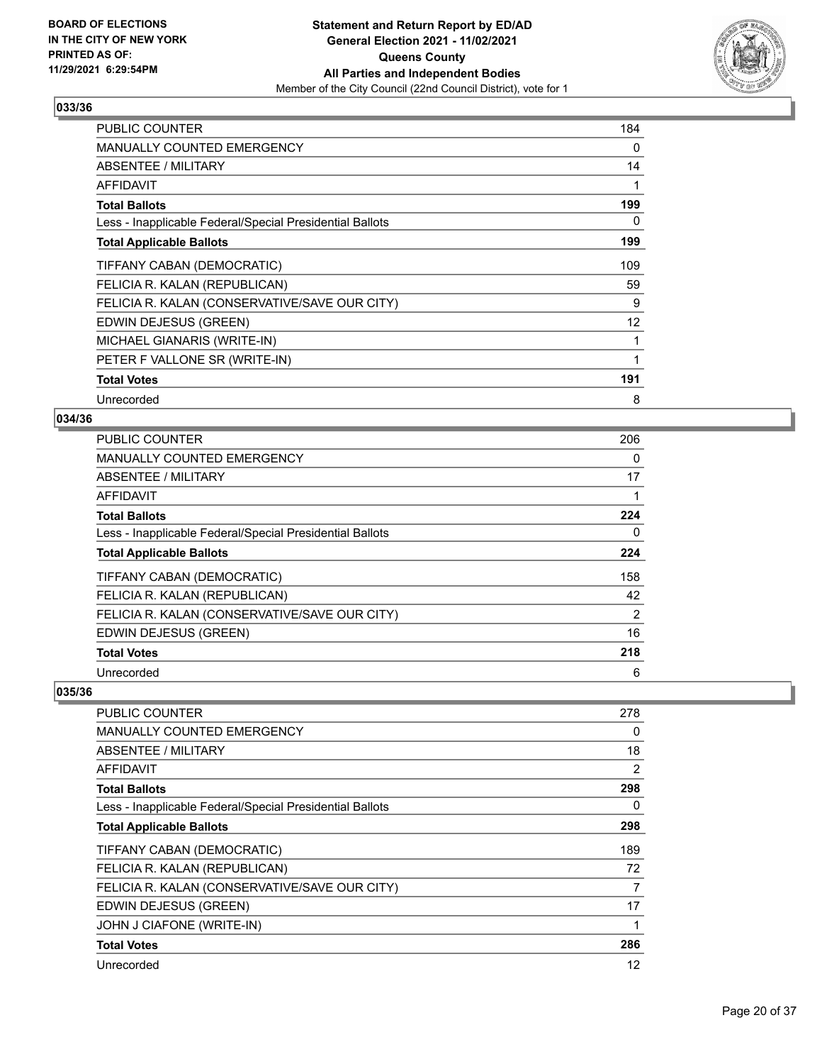**BOARD OF ELECTIONS IN THE CITY OF NEW YORK PRINTED AS OF: 11/29/2021 6:29:54PM**

**Statement and Return Report by ED/AD**
**General Election 2021 - 11/02/2021**
**Queens County**
**All Parties and Independent Bodies**
Member of the City Council (22nd Council District), vote for 1

### 033/36

| | |
|---|---|
| PUBLIC COUNTER | 184 |
| MANUALLY COUNTED EMERGENCY | 0 |
| ABSENTEE / MILITARY | 14 |
| AFFIDAVIT | 1 |
| **Total Ballots** | **199** |
| Less - Inapplicable Federal/Special Presidential Ballots | 0 |
| **Total Applicable Ballots** | **199** |
| TIFFANY CABAN (DEMOCRATIC) | 109 |
| FELICIA R. KALAN (REPUBLICAN) | 59 |
| FELICIA R. KALAN (CONSERVATIVE/SAVE OUR CITY) | 9 |
| EDWIN DEJESUS (GREEN) | 12 |
| MICHAEL GIANARIS (WRITE-IN) | 1 |
| PETER F VALLONE SR (WRITE-IN) | 1 |
| **Total Votes** | **191** |
| Unrecorded | 8 |

### 034/36

| | |
|---|---|
| PUBLIC COUNTER | 206 |
| MANUALLY COUNTED EMERGENCY | 0 |
| ABSENTEE / MILITARY | 17 |
| AFFIDAVIT | 1 |
| **Total Ballots** | **224** |
| Less - Inapplicable Federal/Special Presidential Ballots | 0 |
| **Total Applicable Ballots** | **224** |
| TIFFANY CABAN (DEMOCRATIC) | 158 |
| FELICIA R. KALAN (REPUBLICAN) | 42 |
| FELICIA R. KALAN (CONSERVATIVE/SAVE OUR CITY) | 2 |
| EDWIN DEJESUS (GREEN) | 16 |
| **Total Votes** | **218** |
| Unrecorded | 6 |

### 035/36

| | |
|---|---|
| PUBLIC COUNTER | 278 |
| MANUALLY COUNTED EMERGENCY | 0 |
| ABSENTEE / MILITARY | 18 |
| AFFIDAVIT | 2 |
| **Total Ballots** | **298** |
| Less - Inapplicable Federal/Special Presidential Ballots | 0 |
| **Total Applicable Ballots** | **298** |
| TIFFANY CABAN (DEMOCRATIC) | 189 |
| FELICIA R. KALAN (REPUBLICAN) | 72 |
| FELICIA R. KALAN (CONSERVATIVE/SAVE OUR CITY) | 7 |
| EDWIN DEJESUS (GREEN) | 17 |
| JOHN J CIAFONE (WRITE-IN) | 1 |
| **Total Votes** | **286** |
| Unrecorded | 12 |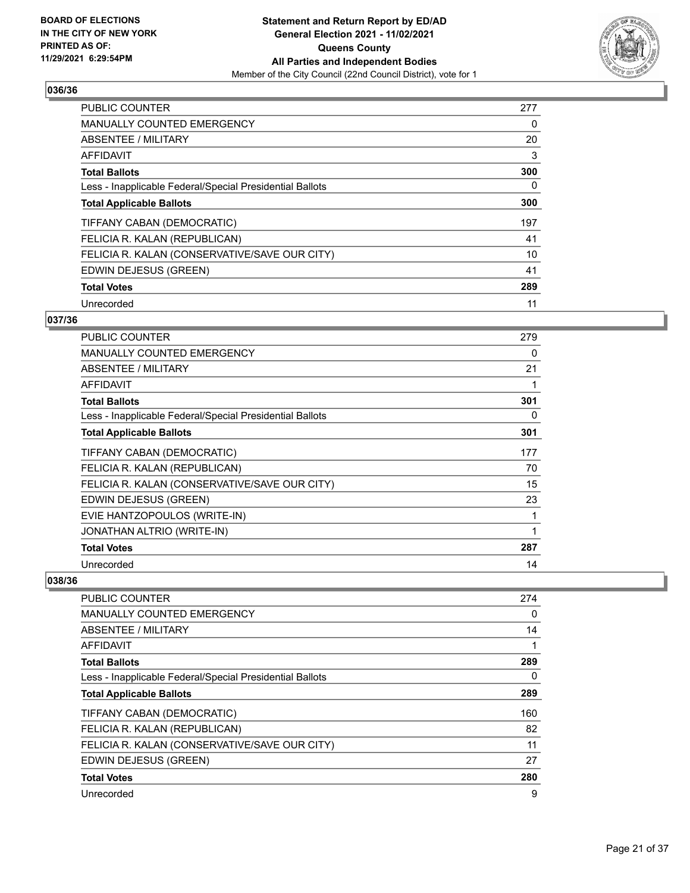## 036/36

| | |
|---|---|
| PUBLIC COUNTER | 277 |
| MANUALLY COUNTED EMERGENCY | 0 |
| ABSENTEE / MILITARY | 20 |
| AFFIDAVIT | 3 |
| **Total Ballots** | **300** |
| Less - Inapplicable Federal/Special Presidential Ballots | 0 |
| **Total Applicable Ballots** | **300** |
| TIFFANY CABAN (DEMOCRATIC) | 197 |
| FELICIA R. KALAN (REPUBLICAN) | 41 |
| FELICIA R. KALAN (CONSERVATIVE/SAVE OUR CITY) | 10 |
| EDWIN DEJESUS (GREEN) | 41 |
| **Total Votes** | **289** |
| Unrecorded | 11 |

## 037/36

| | |
|---|---|
| PUBLIC COUNTER | 279 |
| MANUALLY COUNTED EMERGENCY | 0 |
| ABSENTEE / MILITARY | 21 |
| AFFIDAVIT | 1 |
| **Total Ballots** | **301** |
| Less - Inapplicable Federal/Special Presidential Ballots | 0 |
| **Total Applicable Ballots** | **301** |
| TIFFANY CABAN (DEMOCRATIC) | 177 |
| FELICIA R. KALAN (REPUBLICAN) | 70 |
| FELICIA R. KALAN (CONSERVATIVE/SAVE OUR CITY) | 15 |
| EDWIN DEJESUS (GREEN) | 23 |
| EVIE HANTZOPOULOS (WRITE-IN) | 1 |
| JONATHAN ALTRIO (WRITE-IN) | 1 |
| **Total Votes** | **287** |
| Unrecorded | 14 |

## 038/36

| | |
|---|---|
| PUBLIC COUNTER | 274 |
| MANUALLY COUNTED EMERGENCY | 0 |
| ABSENTEE / MILITARY | 14 |
| AFFIDAVIT | 1 |
| **Total Ballots** | **289** |
| Less - Inapplicable Federal/Special Presidential Ballots | 0 |
| **Total Applicable Ballots** | **289** |
| TIFFANY CABAN (DEMOCRATIC) | 160 |
| FELICIA R. KALAN (REPUBLICAN) | 82 |
| FELICIA R. KALAN (CONSERVATIVE/SAVE OUR CITY) | 11 |
| EDWIN DEJESUS (GREEN) | 27 |
| **Total Votes** | **280** |
| Unrecorded | 9 |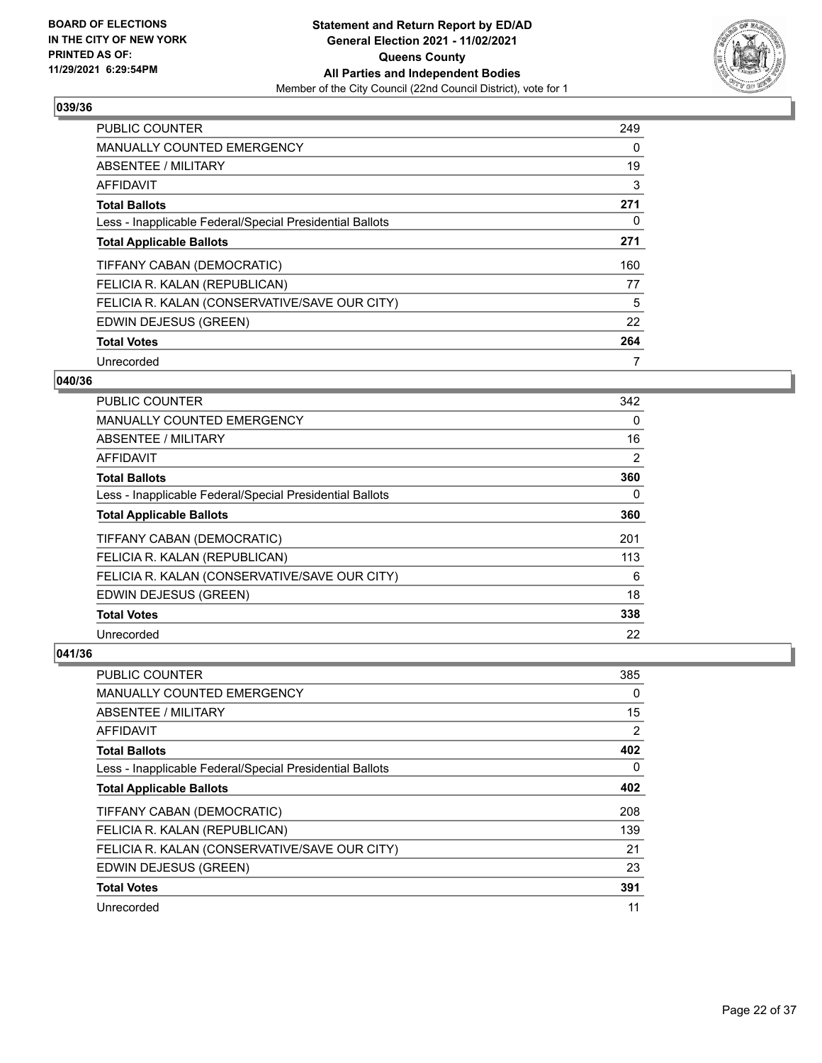**BOARD OF ELECTIONS IN THE CITY OF NEW YORK PRINTED AS OF: 11/29/2021 6:29:54PM**

**Statement and Return Report by ED/AD General Election 2021 - 11/02/2021 Queens County All Parties and Independent Bodies**
Member of the City Council (22nd Council District), vote for 1

### 039/36

| | |
|---|---|
| PUBLIC COUNTER | 249 |
| MANUALLY COUNTED EMERGENCY | 0 |
| ABSENTEE / MILITARY | 19 |
| AFFIDAVIT | 3 |
| **Total Ballots** | **271** |
| Less - Inapplicable Federal/Special Presidential Ballots | 0 |
| **Total Applicable Ballots** | **271** |
| TIFFANY CABAN (DEMOCRATIC) | 160 |
| FELICIA R. KALAN (REPUBLICAN) | 77 |
| FELICIA R. KALAN (CONSERVATIVE/SAVE OUR CITY) | 5 |
| EDWIN DEJESUS (GREEN) | 22 |
| **Total Votes** | **264** |
| Unrecorded | 7 |

### 040/36

| | |
|---|---|
| PUBLIC COUNTER | 342 |
| MANUALLY COUNTED EMERGENCY | 0 |
| ABSENTEE / MILITARY | 16 |
| AFFIDAVIT | 2 |
| **Total Ballots** | **360** |
| Less - Inapplicable Federal/Special Presidential Ballots | 0 |
| **Total Applicable Ballots** | **360** |
| TIFFANY CABAN (DEMOCRATIC) | 201 |
| FELICIA R. KALAN (REPUBLICAN) | 113 |
| FELICIA R. KALAN (CONSERVATIVE/SAVE OUR CITY) | 6 |
| EDWIN DEJESUS (GREEN) | 18 |
| **Total Votes** | **338** |
| Unrecorded | 22 |

### 041/36

| | |
|---|---|
| PUBLIC COUNTER | 385 |
| MANUALLY COUNTED EMERGENCY | 0 |
| ABSENTEE / MILITARY | 15 |
| AFFIDAVIT | 2 |
| **Total Ballots** | **402** |
| Less - Inapplicable Federal/Special Presidential Ballots | 0 |
| **Total Applicable Ballots** | **402** |
| TIFFANY CABAN (DEMOCRATIC) | 208 |
| FELICIA R. KALAN (REPUBLICAN) | 139 |
| FELICIA R. KALAN (CONSERVATIVE/SAVE OUR CITY) | 21 |
| EDWIN DEJESUS (GREEN) | 23 |
| **Total Votes** | **391** |
| Unrecorded | 11 |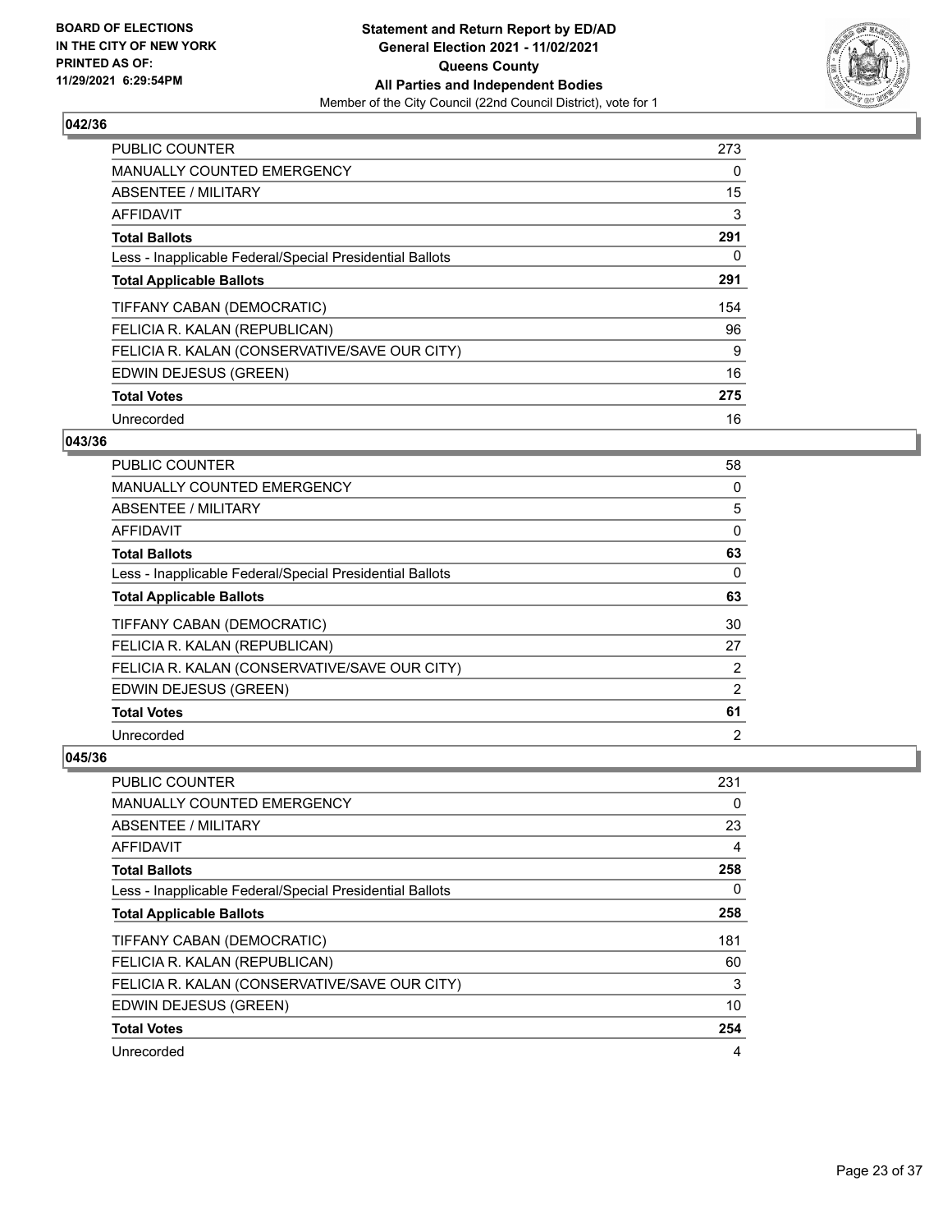**BOARD OF ELECTIONS IN THE CITY OF NEW YORK PRINTED AS OF: 11/29/2021 6:29:54PM**

**Statement and Return Report by ED/AD General Election 2021 - 11/02/2021 Queens County All Parties and Independent Bodies**

Member of the City Council (22nd Council District), vote for 1

### 042/36

| | |
|---|---|
| PUBLIC COUNTER | 273 |
| MANUALLY COUNTED EMERGENCY | 0 |
| ABSENTEE / MILITARY | 15 |
| AFFIDAVIT | 3 |
| **Total Ballots** | **291** |
| Less - Inapplicable Federal/Special Presidential Ballots | 0 |
| **Total Applicable Ballots** | **291** |
| TIFFANY CABAN (DEMOCRATIC) | 154 |
| FELICIA R. KALAN (REPUBLICAN) | 96 |
| FELICIA R. KALAN (CONSERVATIVE/SAVE OUR CITY) | 9 |
| EDWIN DEJESUS (GREEN) | 16 |
| **Total Votes** | **275** |
| Unrecorded | 16 |

### 043/36

| | |
|---|---|
| PUBLIC COUNTER | 58 |
| MANUALLY COUNTED EMERGENCY | 0 |
| ABSENTEE / MILITARY | 5 |
| AFFIDAVIT | 0 |
| **Total Ballots** | **63** |
| Less - Inapplicable Federal/Special Presidential Ballots | 0 |
| **Total Applicable Ballots** | **63** |
| TIFFANY CABAN (DEMOCRATIC) | 30 |
| FELICIA R. KALAN (REPUBLICAN) | 27 |
| FELICIA R. KALAN (CONSERVATIVE/SAVE OUR CITY) | 2 |
| EDWIN DEJESUS (GREEN) | 2 |
| **Total Votes** | **61** |
| Unrecorded | 2 |

### 045/36

| | |
|---|---|
| PUBLIC COUNTER | 231 |
| MANUALLY COUNTED EMERGENCY | 0 |
| ABSENTEE / MILITARY | 23 |
| AFFIDAVIT | 4 |
| **Total Ballots** | **258** |
| Less - Inapplicable Federal/Special Presidential Ballots | 0 |
| **Total Applicable Ballots** | **258** |
| TIFFANY CABAN (DEMOCRATIC) | 181 |
| FELICIA R. KALAN (REPUBLICAN) | 60 |
| FELICIA R. KALAN (CONSERVATIVE/SAVE OUR CITY) | 3 |
| EDWIN DEJESUS (GREEN) | 10 |
| **Total Votes** | **254** |
| Unrecorded | 4 |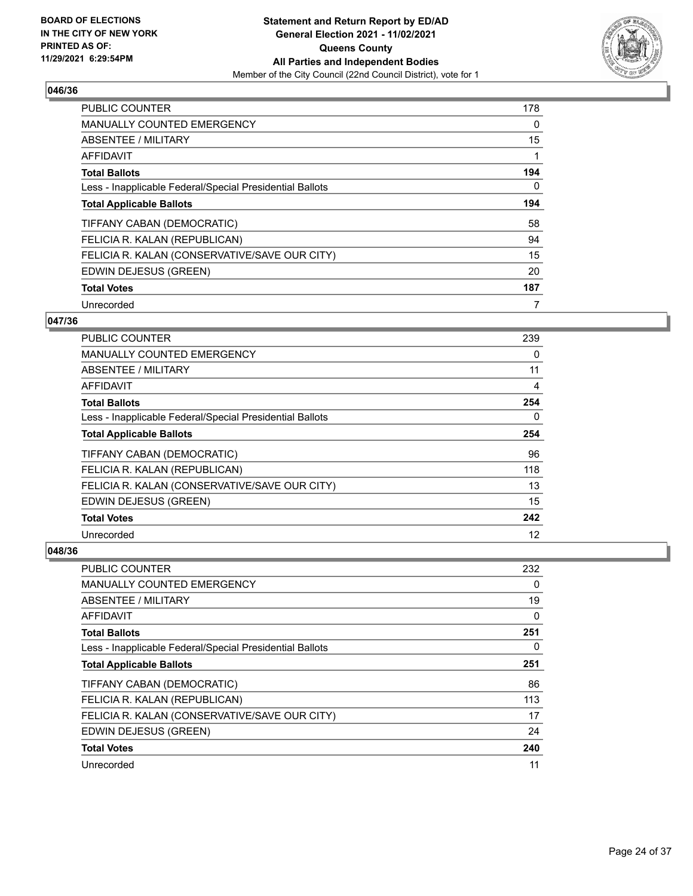## 046/36

| | |
|---|---|
| PUBLIC COUNTER | 178 |
| MANUALLY COUNTED EMERGENCY | 0 |
| ABSENTEE / MILITARY | 15 |
| AFFIDAVIT | 1 |
| **Total Ballots** | **194** |
| Less - Inapplicable Federal/Special Presidential Ballots | 0 |
| **Total Applicable Ballots** | **194** |
| TIFFANY CABAN (DEMOCRATIC) | 58 |
| FELICIA R. KALAN (REPUBLICAN) | 94 |
| FELICIA R. KALAN (CONSERVATIVE/SAVE OUR CITY) | 15 |
| EDWIN DEJESUS (GREEN) | 20 |
| **Total Votes** | **187** |
| Unrecorded | 7 |

## 047/36

| | |
|---|---|
| PUBLIC COUNTER | 239 |
| MANUALLY COUNTED EMERGENCY | 0 |
| ABSENTEE / MILITARY | 11 |
| AFFIDAVIT | 4 |
| **Total Ballots** | **254** |
| Less - Inapplicable Federal/Special Presidential Ballots | 0 |
| **Total Applicable Ballots** | **254** |
| TIFFANY CABAN (DEMOCRATIC) | 96 |
| FELICIA R. KALAN (REPUBLICAN) | 118 |
| FELICIA R. KALAN (CONSERVATIVE/SAVE OUR CITY) | 13 |
| EDWIN DEJESUS (GREEN) | 15 |
| **Total Votes** | **242** |
| Unrecorded | 12 |

## 048/36

| | |
|---|---|
| PUBLIC COUNTER | 232 |
| MANUALLY COUNTED EMERGENCY | 0 |
| ABSENTEE / MILITARY | 19 |
| AFFIDAVIT | 0 |
| **Total Ballots** | **251** |
| Less - Inapplicable Federal/Special Presidential Ballots | 0 |
| **Total Applicable Ballots** | **251** |
| TIFFANY CABAN (DEMOCRATIC) | 86 |
| FELICIA R. KALAN (REPUBLICAN) | 113 |
| FELICIA R. KALAN (CONSERVATIVE/SAVE OUR CITY) | 17 |
| EDWIN DEJESUS (GREEN) | 24 |
| **Total Votes** | **240** |
| Unrecorded | 11 |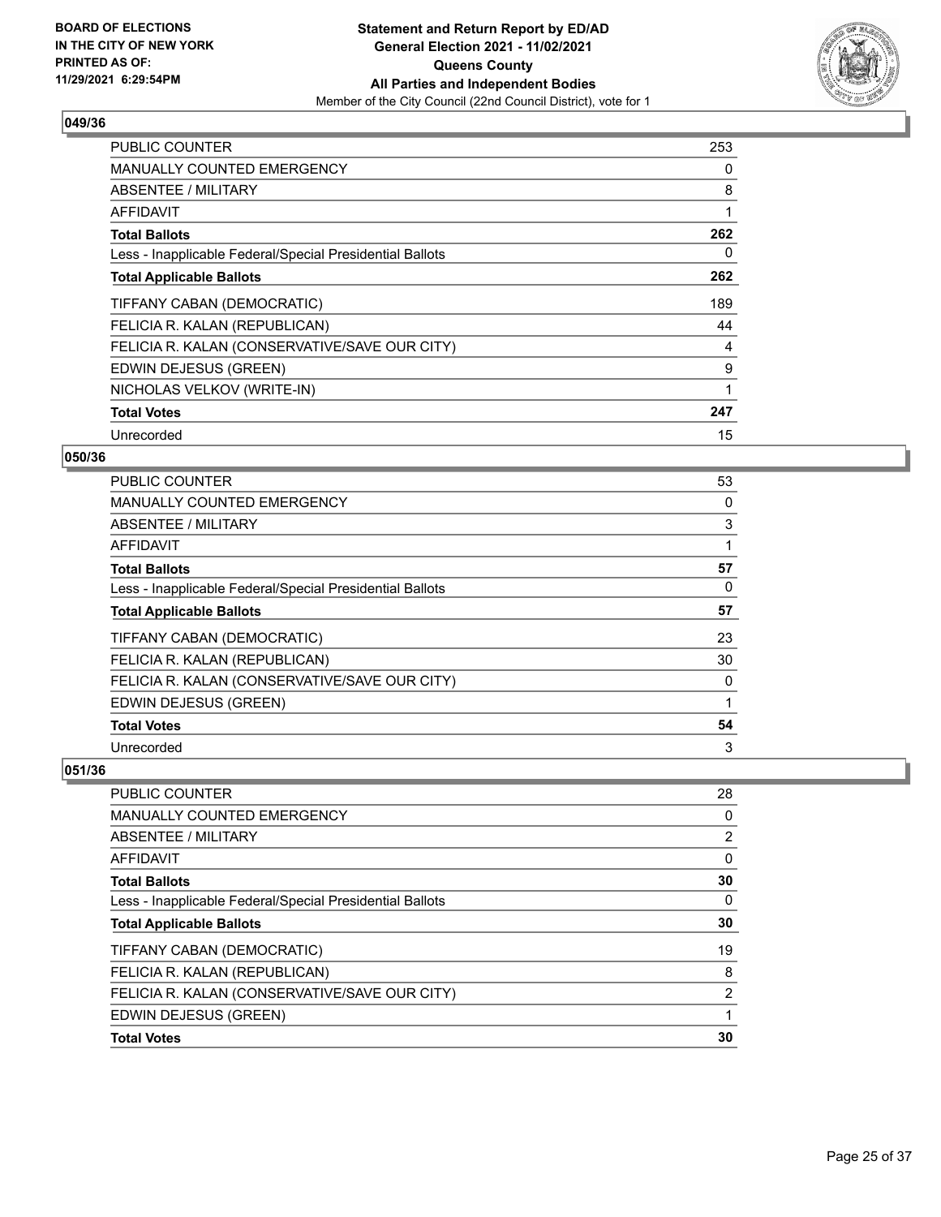## 049/36

| | |
|---|---|
| PUBLIC COUNTER | 253 |
| MANUALLY COUNTED EMERGENCY | 0 |
| ABSENTEE / MILITARY | 8 |
| AFFIDAVIT | 1 |
| **Total Ballots** | **262** |
| Less - Inapplicable Federal/Special Presidential Ballots | 0 |
| **Total Applicable Ballots** | **262** |
| TIFFANY CABAN (DEMOCRATIC) | 189 |
| FELICIA R. KALAN (REPUBLICAN) | 44 |
| FELICIA R. KALAN (CONSERVATIVE/SAVE OUR CITY) | 4 |
| EDWIN DEJESUS (GREEN) | 9 |
| NICHOLAS VELKOV (WRITE-IN) | 1 |
| **Total Votes** | **247** |
| Unrecorded | 15 |

## 050/36

| | |
|---|---|
| PUBLIC COUNTER | 53 |
| MANUALLY COUNTED EMERGENCY | 0 |
| ABSENTEE / MILITARY | 3 |
| AFFIDAVIT | 1 |
| **Total Ballots** | **57** |
| Less - Inapplicable Federal/Special Presidential Ballots | 0 |
| **Total Applicable Ballots** | **57** |
| TIFFANY CABAN (DEMOCRATIC) | 23 |
| FELICIA R. KALAN (REPUBLICAN) | 30 |
| FELICIA R. KALAN (CONSERVATIVE/SAVE OUR CITY) | 0 |
| EDWIN DEJESUS (GREEN) | 1 |
| **Total Votes** | **54** |
| Unrecorded | 3 |

## 051/36

| | |
|---|---|
| PUBLIC COUNTER | 28 |
| MANUALLY COUNTED EMERGENCY | 0 |
| ABSENTEE / MILITARY | 2 |
| AFFIDAVIT | 0 |
| **Total Ballots** | **30** |
| Less - Inapplicable Federal/Special Presidential Ballots | 0 |
| **Total Applicable Ballots** | **30** |
| TIFFANY CABAN (DEMOCRATIC) | 19 |
| FELICIA R. KALAN (REPUBLICAN) | 8 |
| FELICIA R. KALAN (CONSERVATIVE/SAVE OUR CITY) | 2 |
| EDWIN DEJESUS (GREEN) | 1 |
| **Total Votes** | **30** |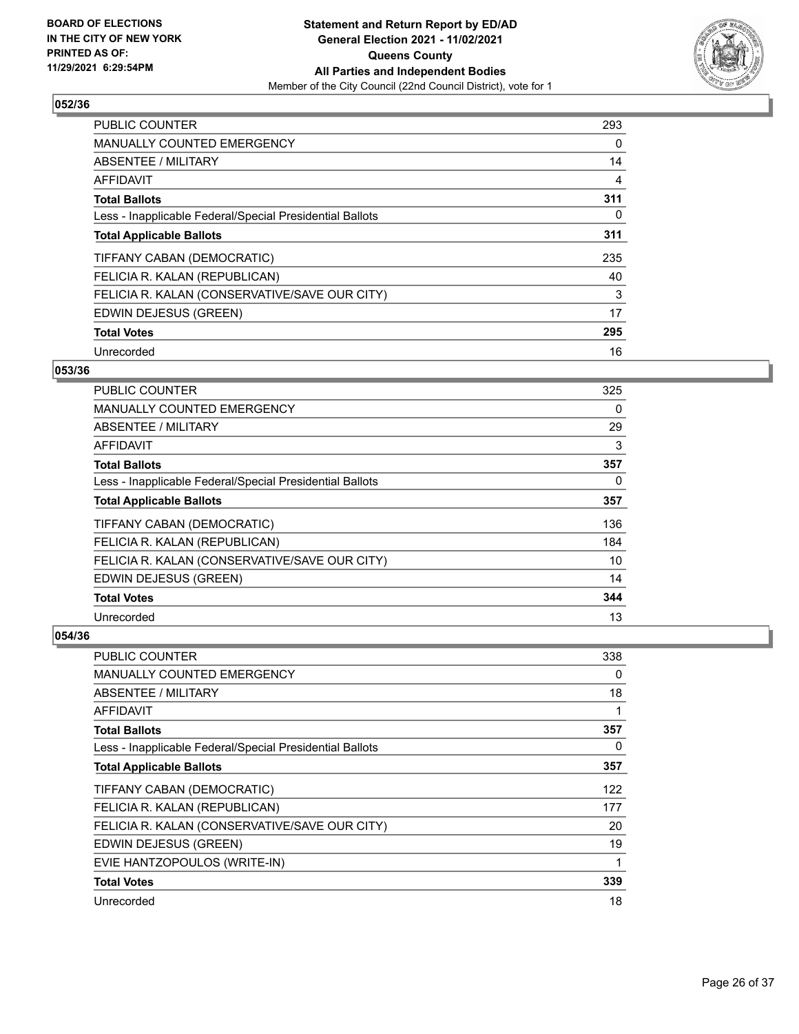**BOARD OF ELECTIONS IN THE CITY OF NEW YORK PRINTED AS OF: 11/29/2021 6:29:54PM**

**Statement and Return Report by ED/AD General Election 2021 - 11/02/2021 Queens County All Parties and Independent Bodies**
Member of the City Council (22nd Council District), vote for 1

### 052/36

| | |
|---|---|
| PUBLIC COUNTER | 293 |
| MANUALLY COUNTED EMERGENCY | 0 |
| ABSENTEE / MILITARY | 14 |
| AFFIDAVIT | 4 |
| **Total Ballots** | **311** |
| Less - Inapplicable Federal/Special Presidential Ballots | 0 |
| **Total Applicable Ballots** | **311** |
| TIFFANY CABAN (DEMOCRATIC) | 235 |
| FELICIA R. KALAN (REPUBLICAN) | 40 |
| FELICIA R. KALAN (CONSERVATIVE/SAVE OUR CITY) | 3 |
| EDWIN DEJESUS (GREEN) | 17 |
| **Total Votes** | **295** |
| Unrecorded | 16 |

### 053/36

| | |
|---|---|
| PUBLIC COUNTER | 325 |
| MANUALLY COUNTED EMERGENCY | 0 |
| ABSENTEE / MILITARY | 29 |
| AFFIDAVIT | 3 |
| **Total Ballots** | **357** |
| Less - Inapplicable Federal/Special Presidential Ballots | 0 |
| **Total Applicable Ballots** | **357** |
| TIFFANY CABAN (DEMOCRATIC) | 136 |
| FELICIA R. KALAN (REPUBLICAN) | 184 |
| FELICIA R. KALAN (CONSERVATIVE/SAVE OUR CITY) | 10 |
| EDWIN DEJESUS (GREEN) | 14 |
| **Total Votes** | **344** |
| Unrecorded | 13 |

### 054/36

| | |
|---|---|
| PUBLIC COUNTER | 338 |
| MANUALLY COUNTED EMERGENCY | 0 |
| ABSENTEE / MILITARY | 18 |
| AFFIDAVIT | 1 |
| **Total Ballots** | **357** |
| Less - Inapplicable Federal/Special Presidential Ballots | 0 |
| **Total Applicable Ballots** | **357** |
| TIFFANY CABAN (DEMOCRATIC) | 122 |
| FELICIA R. KALAN (REPUBLICAN) | 177 |
| FELICIA R. KALAN (CONSERVATIVE/SAVE OUR CITY) | 20 |
| EDWIN DEJESUS (GREEN) | 19 |
| EVIE HANTZOPOULOS (WRITE-IN) | 1 |
| **Total Votes** | **339** |
| Unrecorded | 18 |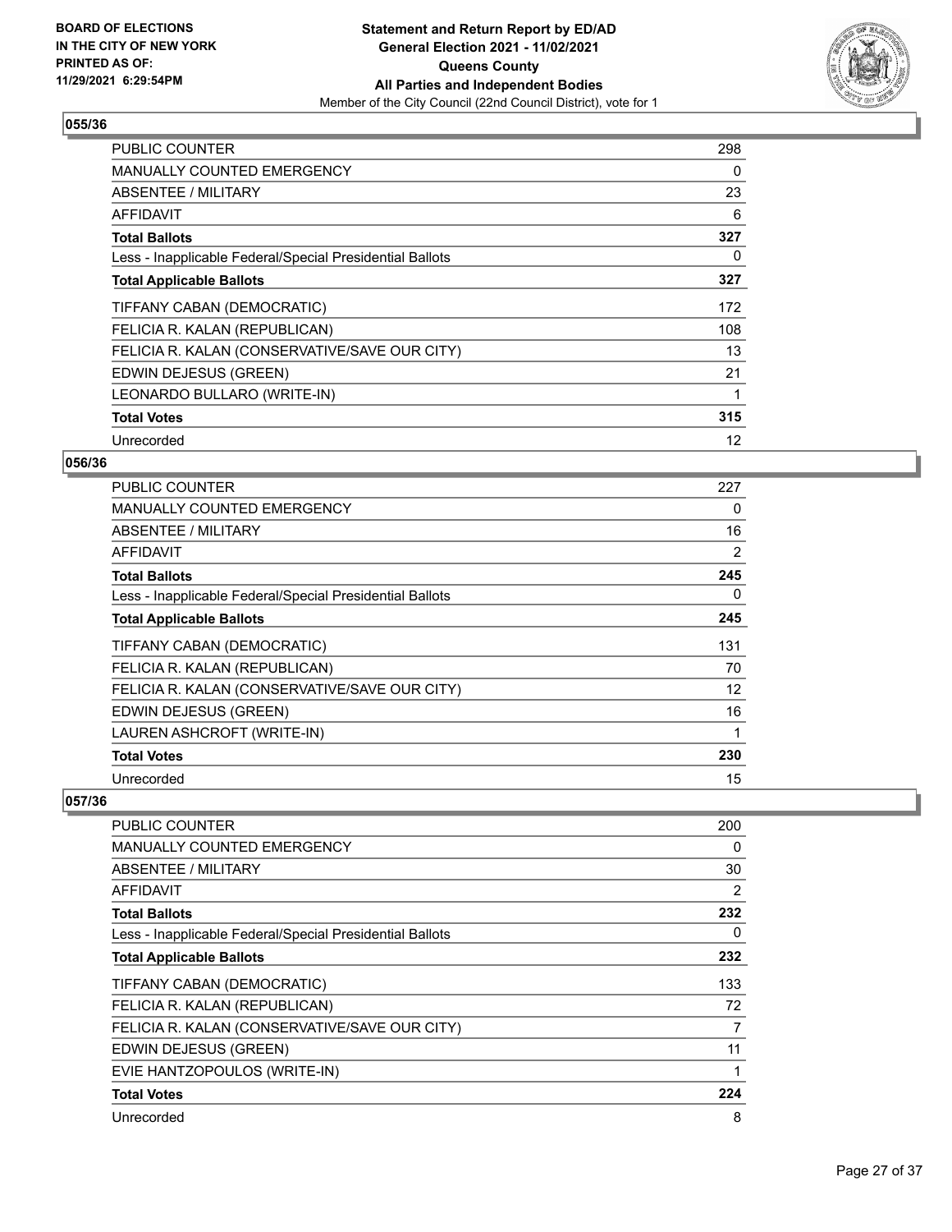**BOARD OF ELECTIONS IN THE CITY OF NEW YORK PRINTED AS OF: 11/29/2021 6:29:54PM**

**Statement and Return Report by ED/AD General Election 2021 - 11/02/2021 Queens County All Parties and Independent Bodies**

Member of the City Council (22nd Council District), vote for 1

## 055/36

| | |
|---|---|
| PUBLIC COUNTER | 298 |
| MANUALLY COUNTED EMERGENCY | 0 |
| ABSENTEE / MILITARY | 23 |
| AFFIDAVIT | 6 |
| **Total Ballots** | **327** |
| Less - Inapplicable Federal/Special Presidential Ballots | 0 |
| **Total Applicable Ballots** | **327** |
| TIFFANY CABAN (DEMOCRATIC) | 172 |
| FELICIA R. KALAN (REPUBLICAN) | 108 |
| FELICIA R. KALAN (CONSERVATIVE/SAVE OUR CITY) | 13 |
| EDWIN DEJESUS (GREEN) | 21 |
| LEONARDO BULLARO (WRITE-IN) | 1 |
| **Total Votes** | **315** |
| Unrecorded | 12 |

## 056/36

| | |
|---|---|
| PUBLIC COUNTER | 227 |
| MANUALLY COUNTED EMERGENCY | 0 |
| ABSENTEE / MILITARY | 16 |
| AFFIDAVIT | 2 |
| **Total Ballots** | **245** |
| Less - Inapplicable Federal/Special Presidential Ballots | 0 |
| **Total Applicable Ballots** | **245** |
| TIFFANY CABAN (DEMOCRATIC) | 131 |
| FELICIA R. KALAN (REPUBLICAN) | 70 |
| FELICIA R. KALAN (CONSERVATIVE/SAVE OUR CITY) | 12 |
| EDWIN DEJESUS (GREEN) | 16 |
| LAUREN ASHCROFT (WRITE-IN) | 1 |
| **Total Votes** | **230** |
| Unrecorded | 15 |

## 057/36

| | |
|---|---|
| PUBLIC COUNTER | 200 |
| MANUALLY COUNTED EMERGENCY | 0 |
| ABSENTEE / MILITARY | 30 |
| AFFIDAVIT | 2 |
| **Total Ballots** | **232** |
| Less - Inapplicable Federal/Special Presidential Ballots | 0 |
| **Total Applicable Ballots** | **232** |
| TIFFANY CABAN (DEMOCRATIC) | 133 |
| FELICIA R. KALAN (REPUBLICAN) | 72 |
| FELICIA R. KALAN (CONSERVATIVE/SAVE OUR CITY) | 7 |
| EDWIN DEJESUS (GREEN) | 11 |
| EVIE HANTZOPOULOS (WRITE-IN) | 1 |
| **Total Votes** | **224** |
| Unrecorded | 8 |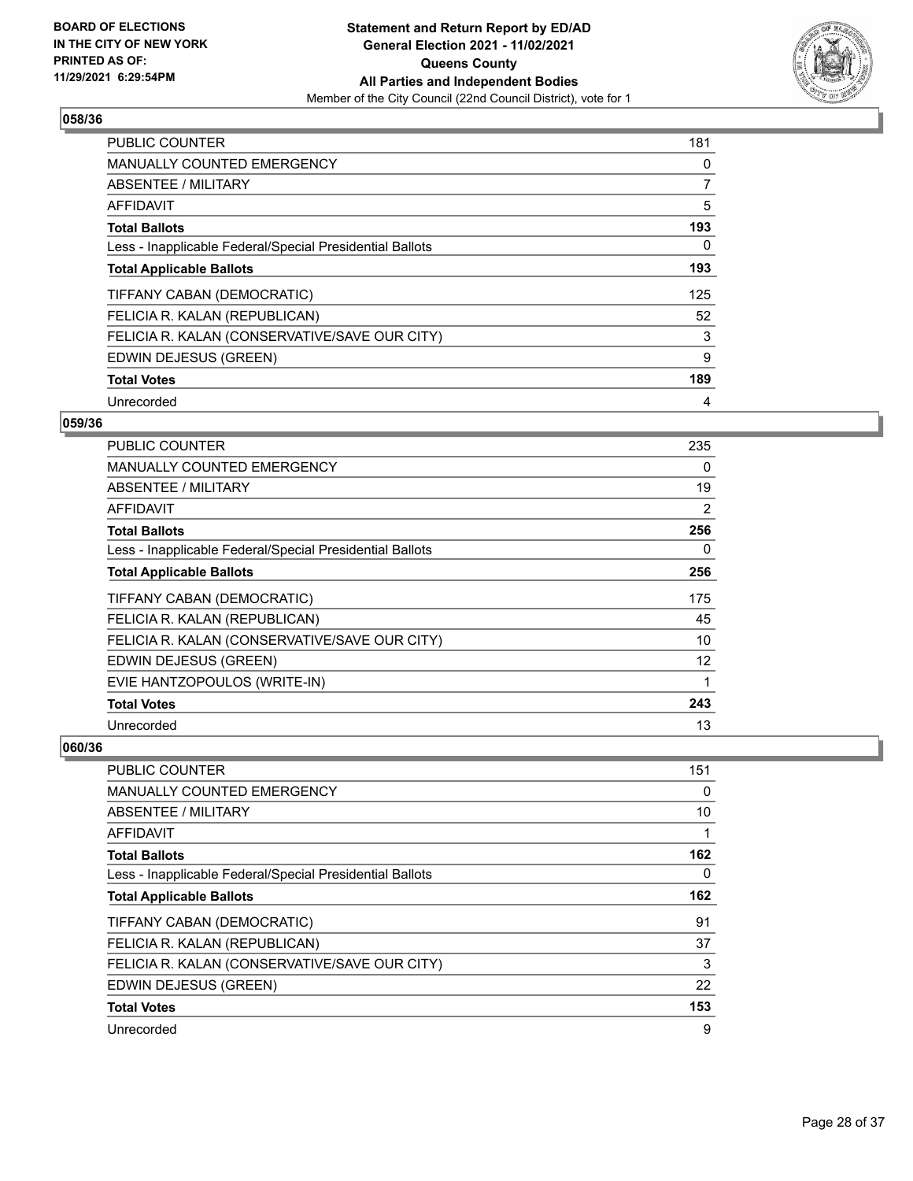BOARD OF ELECTIONS
IN THE CITY OF NEW YORK
PRINTED AS OF:
11/29/2021 6:29:54PM

**Statement and Return Report by ED/AD**
**General Election 2021 - 11/02/2021**
**Queens County**
**All Parties and Independent Bodies**
Member of the City Council (22nd Council District), vote for 1

## 058/36

| | |
|---|---|
| PUBLIC COUNTER | 181 |
| MANUALLY COUNTED EMERGENCY | 0 |
| ABSENTEE / MILITARY | 7 |
| AFFIDAVIT | 5 |
| **Total Ballots** | **193** |
| Less - Inapplicable Federal/Special Presidential Ballots | 0 |
| **Total Applicable Ballots** | **193** |
| TIFFANY CABAN (DEMOCRATIC) | 125 |
| FELICIA R. KALAN (REPUBLICAN) | 52 |
| FELICIA R. KALAN (CONSERVATIVE/SAVE OUR CITY) | 3 |
| EDWIN DEJESUS (GREEN) | 9 |
| **Total Votes** | **189** |
| Unrecorded | 4 |

## 059/36

| | |
|---|---|
| PUBLIC COUNTER | 235 |
| MANUALLY COUNTED EMERGENCY | 0 |
| ABSENTEE / MILITARY | 19 |
| AFFIDAVIT | 2 |
| **Total Ballots** | **256** |
| Less - Inapplicable Federal/Special Presidential Ballots | 0 |
| **Total Applicable Ballots** | **256** |
| TIFFANY CABAN (DEMOCRATIC) | 175 |
| FELICIA R. KALAN (REPUBLICAN) | 45 |
| FELICIA R. KALAN (CONSERVATIVE/SAVE OUR CITY) | 10 |
| EDWIN DEJESUS (GREEN) | 12 |
| EVIE HANTZOPOULOS (WRITE-IN) | 1 |
| **Total Votes** | **243** |
| Unrecorded | 13 |

## 060/36

| | |
|---|---|
| PUBLIC COUNTER | 151 |
| MANUALLY COUNTED EMERGENCY | 0 |
| ABSENTEE / MILITARY | 10 |
| AFFIDAVIT | 1 |
| **Total Ballots** | **162** |
| Less - Inapplicable Federal/Special Presidential Ballots | 0 |
| **Total Applicable Ballots** | **162** |
| TIFFANY CABAN (DEMOCRATIC) | 91 |
| FELICIA R. KALAN (REPUBLICAN) | 37 |
| FELICIA R. KALAN (CONSERVATIVE/SAVE OUR CITY) | 3 |
| EDWIN DEJESUS (GREEN) | 22 |
| **Total Votes** | **153** |
| Unrecorded | 9 |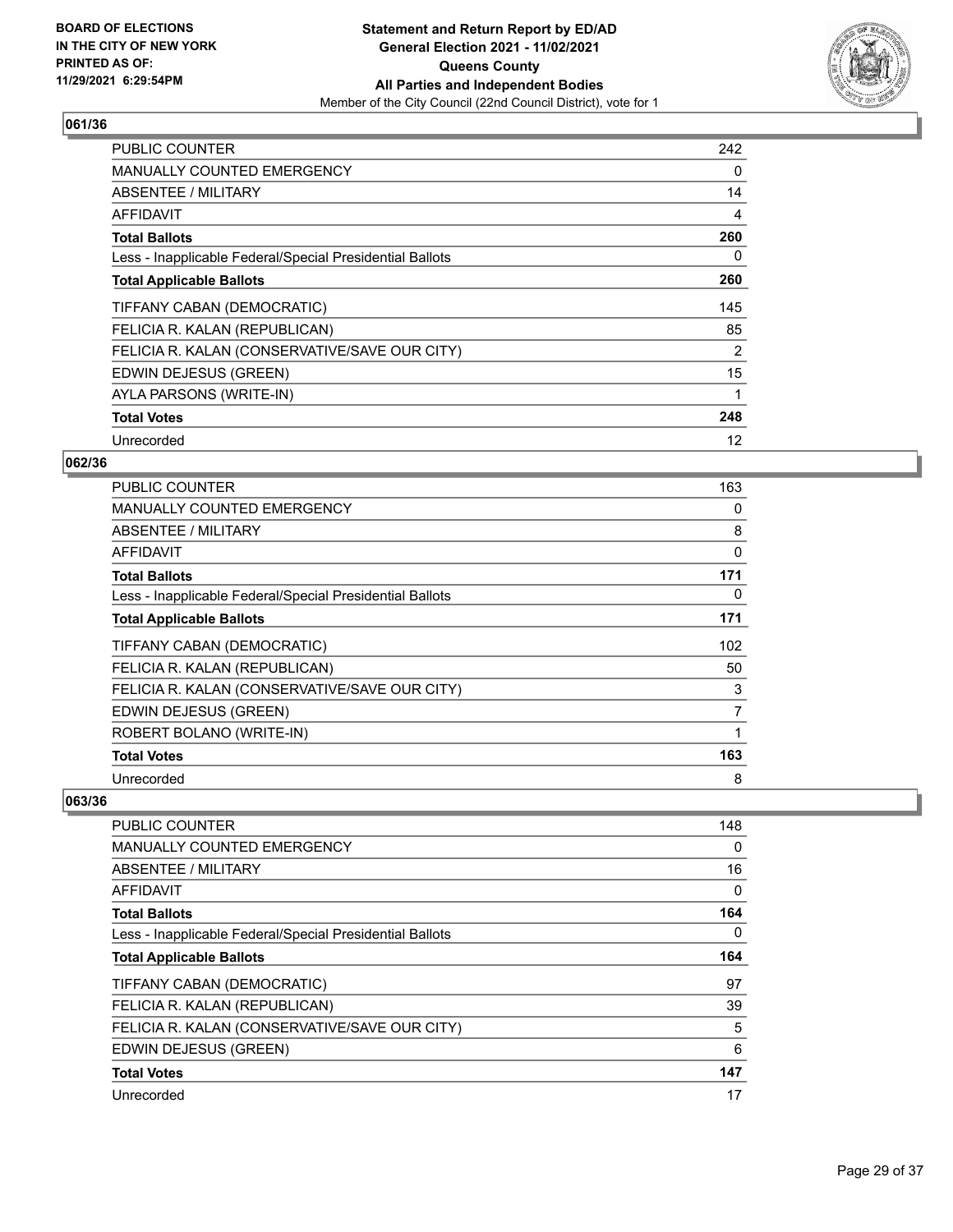**BOARD OF ELECTIONS IN THE CITY OF NEW YORK PRINTED AS OF: 11/29/2021 6:29:54PM**

**Statement and Return Report by ED/AD**
**General Election 2021 - 11/02/2021**
**Queens County**
**All Parties and Independent Bodies**
Member of the City Council (22nd Council District), vote for 1

### 061/36

| | |
|---|---|
| PUBLIC COUNTER | 242 |
| MANUALLY COUNTED EMERGENCY | 0 |
| ABSENTEE / MILITARY | 14 |
| AFFIDAVIT | 4 |
| **Total Ballots** | **260** |
| Less - Inapplicable Federal/Special Presidential Ballots | 0 |
| **Total Applicable Ballots** | **260** |
| TIFFANY CABAN (DEMOCRATIC) | 145 |
| FELICIA R. KALAN (REPUBLICAN) | 85 |
| FELICIA R. KALAN (CONSERVATIVE/SAVE OUR CITY) | 2 |
| EDWIN DEJESUS (GREEN) | 15 |
| AYLA PARSONS (WRITE-IN) | 1 |
| **Total Votes** | **248** |
| Unrecorded | 12 |

### 062/36

| | |
|---|---|
| PUBLIC COUNTER | 163 |
| MANUALLY COUNTED EMERGENCY | 0 |
| ABSENTEE / MILITARY | 8 |
| AFFIDAVIT | 0 |
| **Total Ballots** | **171** |
| Less - Inapplicable Federal/Special Presidential Ballots | 0 |
| **Total Applicable Ballots** | **171** |
| TIFFANY CABAN (DEMOCRATIC) | 102 |
| FELICIA R. KALAN (REPUBLICAN) | 50 |
| FELICIA R. KALAN (CONSERVATIVE/SAVE OUR CITY) | 3 |
| EDWIN DEJESUS (GREEN) | 7 |
| ROBERT BOLANO (WRITE-IN) | 1 |
| **Total Votes** | **163** |
| Unrecorded | 8 |

### 063/36

| | |
|---|---|
| PUBLIC COUNTER | 148 |
| MANUALLY COUNTED EMERGENCY | 0 |
| ABSENTEE / MILITARY | 16 |
| AFFIDAVIT | 0 |
| **Total Ballots** | **164** |
| Less - Inapplicable Federal/Special Presidential Ballots | 0 |
| **Total Applicable Ballots** | **164** |
| TIFFANY CABAN (DEMOCRATIC) | 97 |
| FELICIA R. KALAN (REPUBLICAN) | 39 |
| FELICIA R. KALAN (CONSERVATIVE/SAVE OUR CITY) | 5 |
| EDWIN DEJESUS (GREEN) | 6 |
| **Total Votes** | **147** |
| Unrecorded | 17 |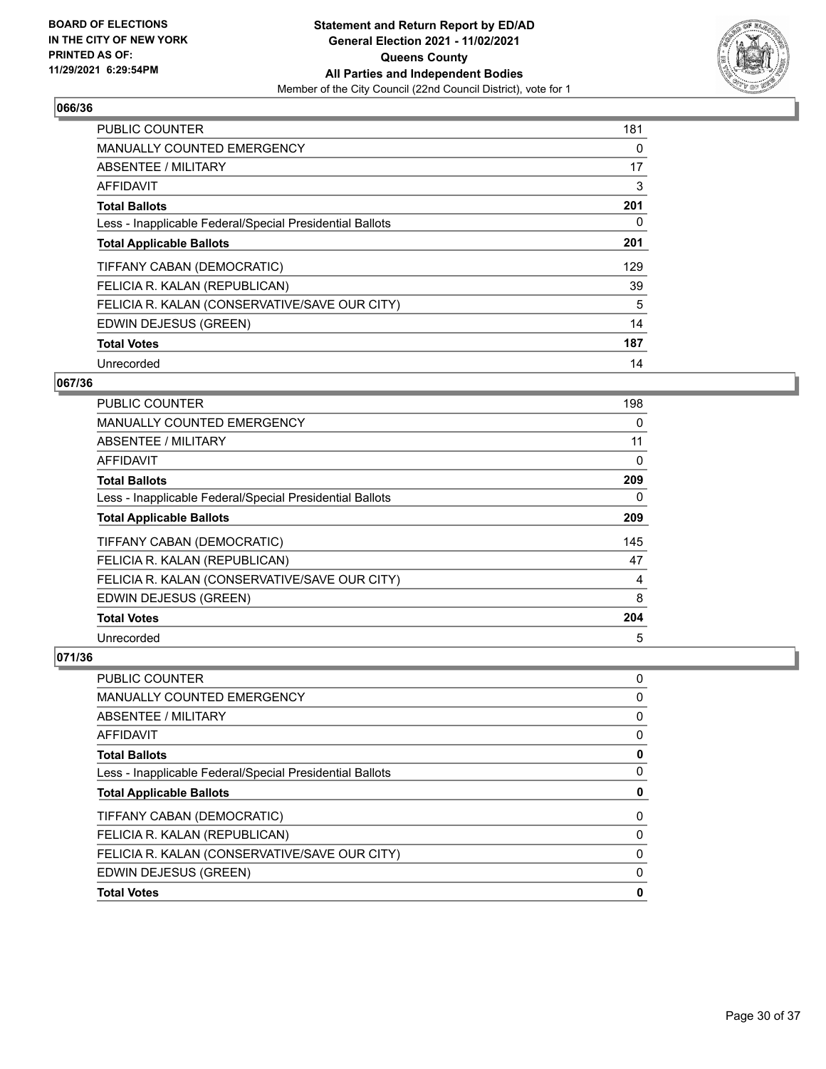## 066/36

| | |
|---|---|
| PUBLIC COUNTER | 181 |
| MANUALLY COUNTED EMERGENCY | 0 |
| ABSENTEE / MILITARY | 17 |
| AFFIDAVIT | 3 |
| **Total Ballots** | **201** |
| Less - Inapplicable Federal/Special Presidential Ballots | 0 |
| **Total Applicable Ballots** | **201** |
| TIFFANY CABAN (DEMOCRATIC) | 129 |
| FELICIA R. KALAN (REPUBLICAN) | 39 |
| FELICIA R. KALAN (CONSERVATIVE/SAVE OUR CITY) | 5 |
| EDWIN DEJESUS (GREEN) | 14 |
| **Total Votes** | **187** |
| Unrecorded | 14 |

## 067/36

| | |
|---|---|
| PUBLIC COUNTER | 198 |
| MANUALLY COUNTED EMERGENCY | 0 |
| ABSENTEE / MILITARY | 11 |
| AFFIDAVIT | 0 |
| **Total Ballots** | **209** |
| Less - Inapplicable Federal/Special Presidential Ballots | 0 |
| **Total Applicable Ballots** | **209** |
| TIFFANY CABAN (DEMOCRATIC) | 145 |
| FELICIA R. KALAN (REPUBLICAN) | 47 |
| FELICIA R. KALAN (CONSERVATIVE/SAVE OUR CITY) | 4 |
| EDWIN DEJESUS (GREEN) | 8 |
| **Total Votes** | **204** |
| Unrecorded | 5 |

## 071/36

| | |
|---|---|
| PUBLIC COUNTER | 0 |
| MANUALLY COUNTED EMERGENCY | 0 |
| ABSENTEE / MILITARY | 0 |
| AFFIDAVIT | 0 |
| **Total Ballots** | **0** |
| Less - Inapplicable Federal/Special Presidential Ballots | 0 |
| **Total Applicable Ballots** | **0** |
| TIFFANY CABAN (DEMOCRATIC) | 0 |
| FELICIA R. KALAN (REPUBLICAN) | 0 |
| FELICIA R. KALAN (CONSERVATIVE/SAVE OUR CITY) | 0 |
| EDWIN DEJESUS (GREEN) | 0 |
| **Total Votes** | **0** |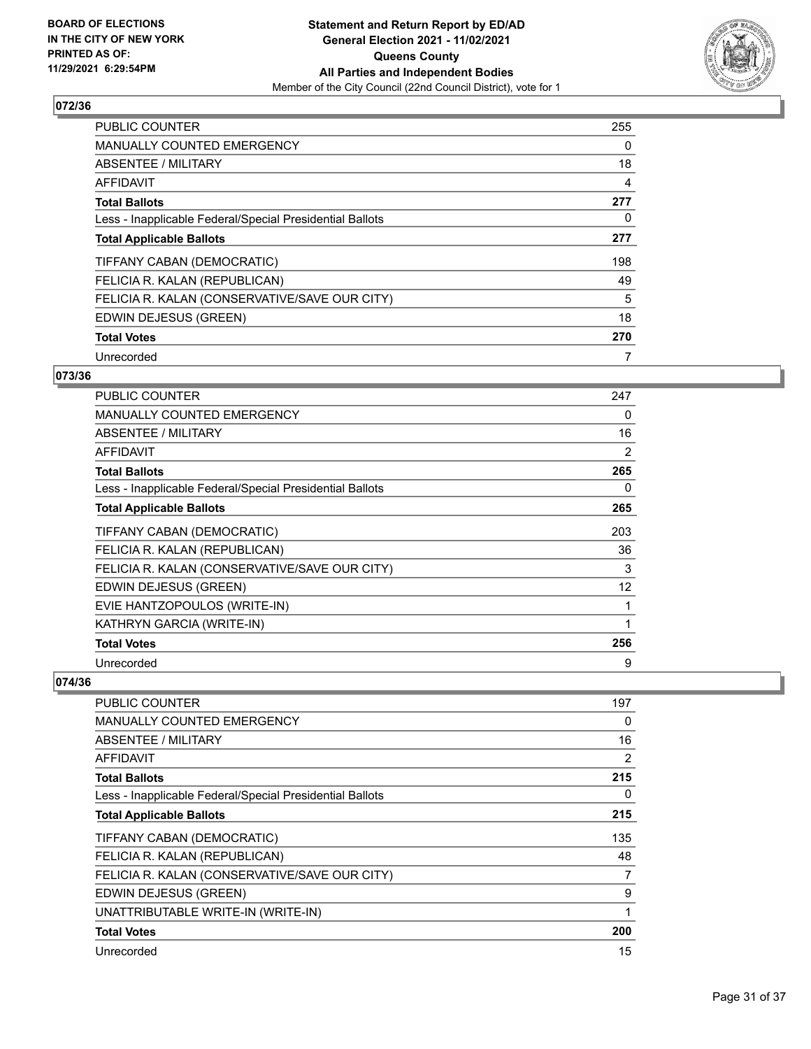**BOARD OF ELECTIONS IN THE CITY OF NEW YORK PRINTED AS OF: 11/29/2021 6:29:54PM**

**Statement and Return Report by ED/AD General Election 2021 - 11/02/2021 Queens County All Parties and Independent Bodies**

Member of the City Council (22nd Council District), vote for 1

### 072/36

| | |
|---|---|
| PUBLIC COUNTER | 255 |
| MANUALLY COUNTED EMERGENCY | 0 |
| ABSENTEE / MILITARY | 18 |
| AFFIDAVIT | 4 |
| **Total Ballots** | **277** |
| Less - Inapplicable Federal/Special Presidential Ballots | 0 |
| **Total Applicable Ballots** | **277** |
| TIFFANY CABAN (DEMOCRATIC) | 198 |
| FELICIA R. KALAN (REPUBLICAN) | 49 |
| FELICIA R. KALAN (CONSERVATIVE/SAVE OUR CITY) | 5 |
| EDWIN DEJESUS (GREEN) | 18 |
| **Total Votes** | **270** |
| Unrecorded | 7 |

### 073/36

| | |
|---|---|
| PUBLIC COUNTER | 247 |
| MANUALLY COUNTED EMERGENCY | 0 |
| ABSENTEE / MILITARY | 16 |
| AFFIDAVIT | 2 |
| **Total Ballots** | **265** |
| Less - Inapplicable Federal/Special Presidential Ballots | 0 |
| **Total Applicable Ballots** | **265** |
| TIFFANY CABAN (DEMOCRATIC) | 203 |
| FELICIA R. KALAN (REPUBLICAN) | 36 |
| FELICIA R. KALAN (CONSERVATIVE/SAVE OUR CITY) | 3 |
| EDWIN DEJESUS (GREEN) | 12 |
| EVIE HANTZOPOULOS (WRITE-IN) | 1 |
| KATHRYN GARCIA (WRITE-IN) | 1 |
| **Total Votes** | **256** |
| Unrecorded | 9 |

### 074/36

| | |
|---|---|
| PUBLIC COUNTER | 197 |
| MANUALLY COUNTED EMERGENCY | 0 |
| ABSENTEE / MILITARY | 16 |
| AFFIDAVIT | 2 |
| **Total Ballots** | **215** |
| Less - Inapplicable Federal/Special Presidential Ballots | 0 |
| **Total Applicable Ballots** | **215** |
| TIFFANY CABAN (DEMOCRATIC) | 135 |
| FELICIA R. KALAN (REPUBLICAN) | 48 |
| FELICIA R. KALAN (CONSERVATIVE/SAVE OUR CITY) | 7 |
| EDWIN DEJESUS (GREEN) | 9 |
| UNATTRIBUTABLE WRITE-IN (WRITE-IN) | 1 |
| **Total Votes** | **200** |
| Unrecorded | 15 |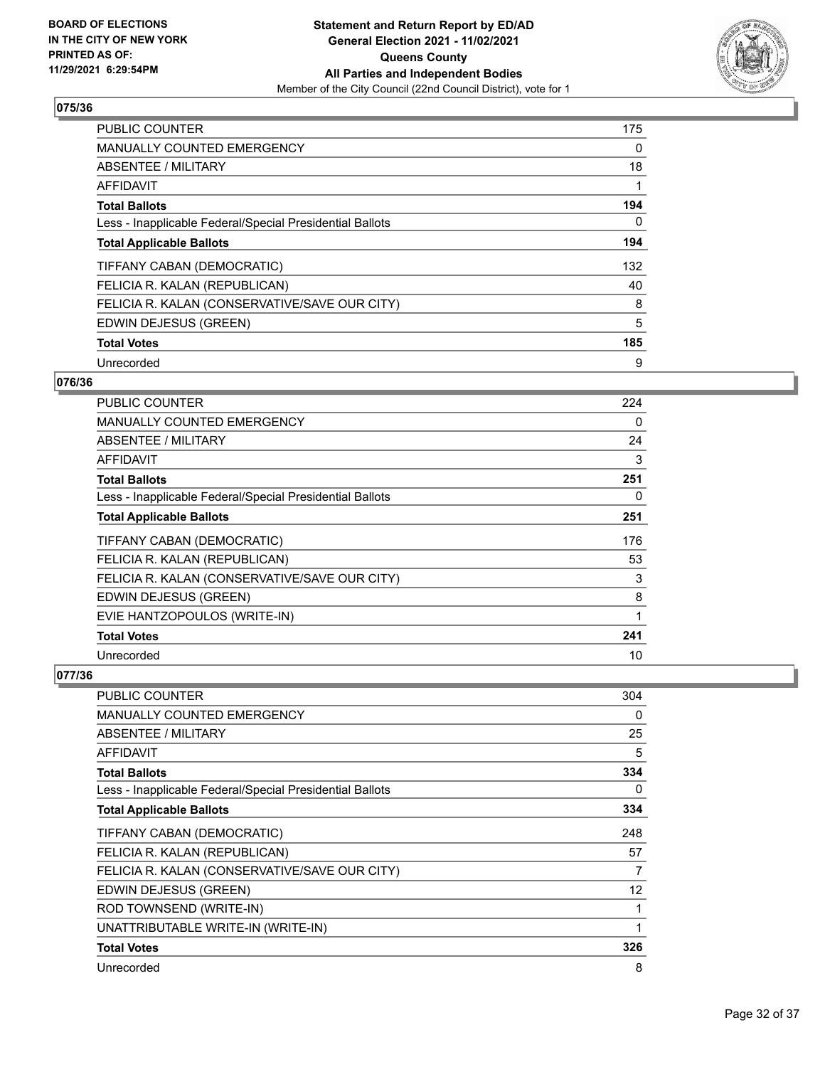**BOARD OF ELECTIONS IN THE CITY OF NEW YORK PRINTED AS OF: 11/29/2021 6:29:54PM**

**Statement and Return Report by ED/AD General Election 2021 - 11/02/2021 Queens County All Parties and Independent Bodies**
Member of the City Council (22nd Council District), vote for 1

## 075/36

| | |
|---|---|
| PUBLIC COUNTER | 175 |
| MANUALLY COUNTED EMERGENCY | 0 |
| ABSENTEE / MILITARY | 18 |
| AFFIDAVIT | 1 |
| **Total Ballots** | **194** |
| Less - Inapplicable Federal/Special Presidential Ballots | 0 |
| **Total Applicable Ballots** | **194** |
| TIFFANY CABAN (DEMOCRATIC) | 132 |
| FELICIA R. KALAN (REPUBLICAN) | 40 |
| FELICIA R. KALAN (CONSERVATIVE/SAVE OUR CITY) | 8 |
| EDWIN DEJESUS (GREEN) | 5 |
| **Total Votes** | **185** |
| Unrecorded | 9 |

## 076/36

| | |
|---|---|
| PUBLIC COUNTER | 224 |
| MANUALLY COUNTED EMERGENCY | 0 |
| ABSENTEE / MILITARY | 24 |
| AFFIDAVIT | 3 |
| **Total Ballots** | **251** |
| Less - Inapplicable Federal/Special Presidential Ballots | 0 |
| **Total Applicable Ballots** | **251** |
| TIFFANY CABAN (DEMOCRATIC) | 176 |
| FELICIA R. KALAN (REPUBLICAN) | 53 |
| FELICIA R. KALAN (CONSERVATIVE/SAVE OUR CITY) | 3 |
| EDWIN DEJESUS (GREEN) | 8 |
| EVIE HANTZOPOULOS (WRITE-IN) | 1 |
| **Total Votes** | **241** |
| Unrecorded | 10 |

## 077/36

| | |
|---|---|
| PUBLIC COUNTER | 304 |
| MANUALLY COUNTED EMERGENCY | 0 |
| ABSENTEE / MILITARY | 25 |
| AFFIDAVIT | 5 |
| **Total Ballots** | **334** |
| Less - Inapplicable Federal/Special Presidential Ballots | 0 |
| **Total Applicable Ballots** | **334** |
| TIFFANY CABAN (DEMOCRATIC) | 248 |
| FELICIA R. KALAN (REPUBLICAN) | 57 |
| FELICIA R. KALAN (CONSERVATIVE/SAVE OUR CITY) | 7 |
| EDWIN DEJESUS (GREEN) | 12 |
| ROD TOWNSEND (WRITE-IN) | 1 |
| UNATTRIBUTABLE WRITE-IN (WRITE-IN) | 1 |
| **Total Votes** | **326** |
| Unrecorded | 8 |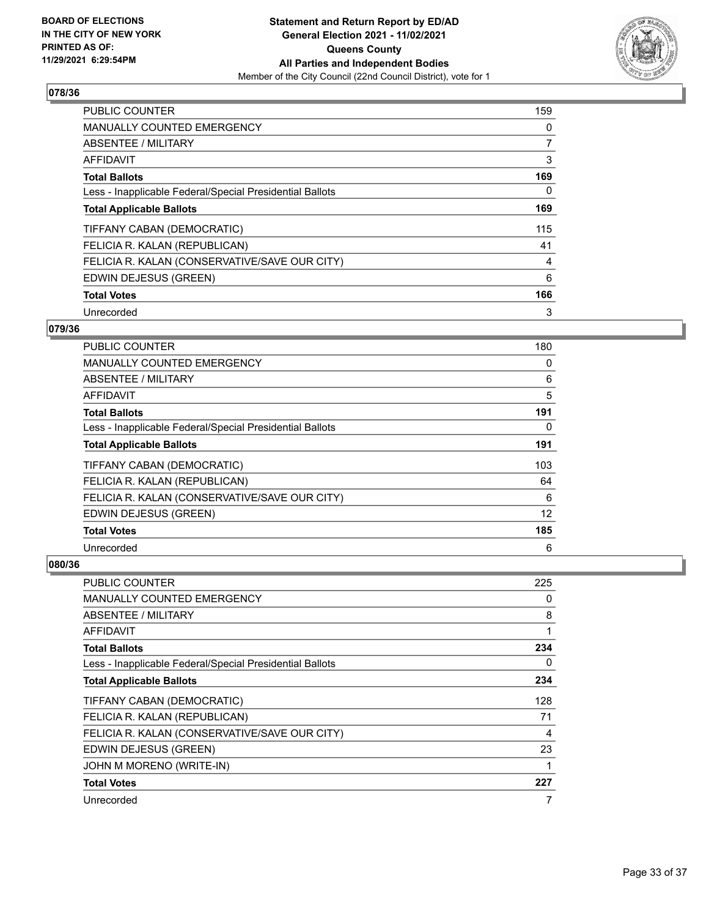**BOARD OF ELECTIONS IN THE CITY OF NEW YORK PRINTED AS OF: 11/29/2021 6:29:54PM**

**Statement and Return Report by ED/AD General Election 2021 - 11/02/2021 Queens County All Parties and Independent Bodies**
Member of the City Council (22nd Council District), vote for 1

### 078/36

| | |
|---|---|
| PUBLIC COUNTER | 159 |
| MANUALLY COUNTED EMERGENCY | 0 |
| ABSENTEE / MILITARY | 7 |
| AFFIDAVIT | 3 |
| **Total Ballots** | **169** |
| Less - Inapplicable Federal/Special Presidential Ballots | 0 |
| **Total Applicable Ballots** | **169** |
| TIFFANY CABAN (DEMOCRATIC) | 115 |
| FELICIA R. KALAN (REPUBLICAN) | 41 |
| FELICIA R. KALAN (CONSERVATIVE/SAVE OUR CITY) | 4 |
| EDWIN DEJESUS (GREEN) | 6 |
| **Total Votes** | **166** |
| Unrecorded | 3 |

### 079/36

| | |
|---|---|
| PUBLIC COUNTER | 180 |
| MANUALLY COUNTED EMERGENCY | 0 |
| ABSENTEE / MILITARY | 6 |
| AFFIDAVIT | 5 |
| **Total Ballots** | **191** |
| Less - Inapplicable Federal/Special Presidential Ballots | 0 |
| **Total Applicable Ballots** | **191** |
| TIFFANY CABAN (DEMOCRATIC) | 103 |
| FELICIA R. KALAN (REPUBLICAN) | 64 |
| FELICIA R. KALAN (CONSERVATIVE/SAVE OUR CITY) | 6 |
| EDWIN DEJESUS (GREEN) | 12 |
| **Total Votes** | **185** |
| Unrecorded | 6 |

### 080/36

| | |
|---|---|
| PUBLIC COUNTER | 225 |
| MANUALLY COUNTED EMERGENCY | 0 |
| ABSENTEE / MILITARY | 8 |
| AFFIDAVIT | 1 |
| **Total Ballots** | **234** |
| Less - Inapplicable Federal/Special Presidential Ballots | 0 |
| **Total Applicable Ballots** | **234** |
| TIFFANY CABAN (DEMOCRATIC) | 128 |
| FELICIA R. KALAN (REPUBLICAN) | 71 |
| FELICIA R. KALAN (CONSERVATIVE/SAVE OUR CITY) | 4 |
| EDWIN DEJESUS (GREEN) | 23 |
| JOHN M MORENO (WRITE-IN) | 1 |
| **Total Votes** | **227** |
| Unrecorded | 7 |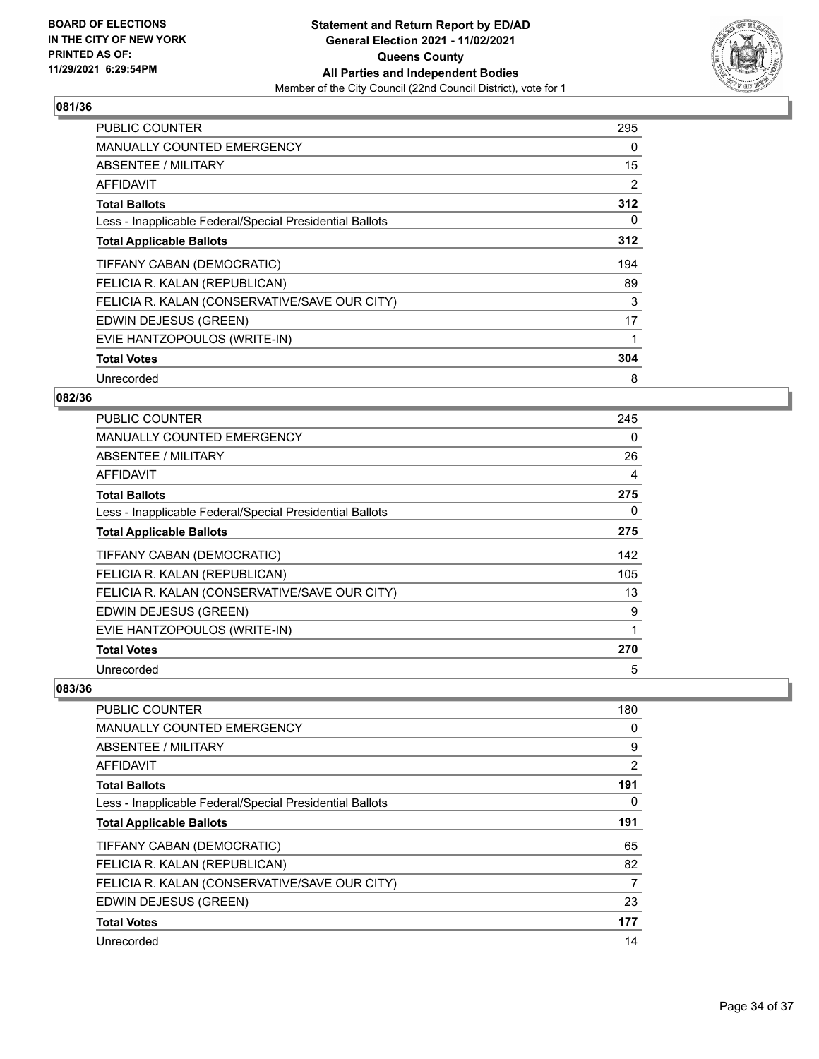**BOARD OF ELECTIONS IN THE CITY OF NEW YORK PRINTED AS OF: 11/29/2021 6:29:54PM**

**Statement and Return Report by ED/AD General Election 2021 - 11/02/2021 Queens County All Parties and Independent Bodies**

Member of the City Council (22nd Council District), vote for 1

## 081/36

| | |
|---|---|
| PUBLIC COUNTER | 295 |
| MANUALLY COUNTED EMERGENCY | 0 |
| ABSENTEE / MILITARY | 15 |
| AFFIDAVIT | 2 |
| **Total Ballots** | **312** |
| Less - Inapplicable Federal/Special Presidential Ballots | 0 |
| **Total Applicable Ballots** | **312** |
| TIFFANY CABAN (DEMOCRATIC) | 194 |
| FELICIA R. KALAN (REPUBLICAN) | 89 |
| FELICIA R. KALAN (CONSERVATIVE/SAVE OUR CITY) | 3 |
| EDWIN DEJESUS (GREEN) | 17 |
| EVIE HANTZOPOULOS (WRITE-IN) | 1 |
| **Total Votes** | **304** |
| Unrecorded | 8 |

## 082/36

| | |
|---|---|
| PUBLIC COUNTER | 245 |
| MANUALLY COUNTED EMERGENCY | 0 |
| ABSENTEE / MILITARY | 26 |
| AFFIDAVIT | 4 |
| **Total Ballots** | **275** |
| Less - Inapplicable Federal/Special Presidential Ballots | 0 |
| **Total Applicable Ballots** | **275** |
| TIFFANY CABAN (DEMOCRATIC) | 142 |
| FELICIA R. KALAN (REPUBLICAN) | 105 |
| FELICIA R. KALAN (CONSERVATIVE/SAVE OUR CITY) | 13 |
| EDWIN DEJESUS (GREEN) | 9 |
| EVIE HANTZOPOULOS (WRITE-IN) | 1 |
| **Total Votes** | **270** |
| Unrecorded | 5 |

## 083/36

| | |
|---|---|
| PUBLIC COUNTER | 180 |
| MANUALLY COUNTED EMERGENCY | 0 |
| ABSENTEE / MILITARY | 9 |
| AFFIDAVIT | 2 |
| **Total Ballots** | **191** |
| Less - Inapplicable Federal/Special Presidential Ballots | 0 |
| **Total Applicable Ballots** | **191** |
| TIFFANY CABAN (DEMOCRATIC) | 65 |
| FELICIA R. KALAN (REPUBLICAN) | 82 |
| FELICIA R. KALAN (CONSERVATIVE/SAVE OUR CITY) | 7 |
| EDWIN DEJESUS (GREEN) | 23 |
| **Total Votes** | **177** |
| Unrecorded | 14 |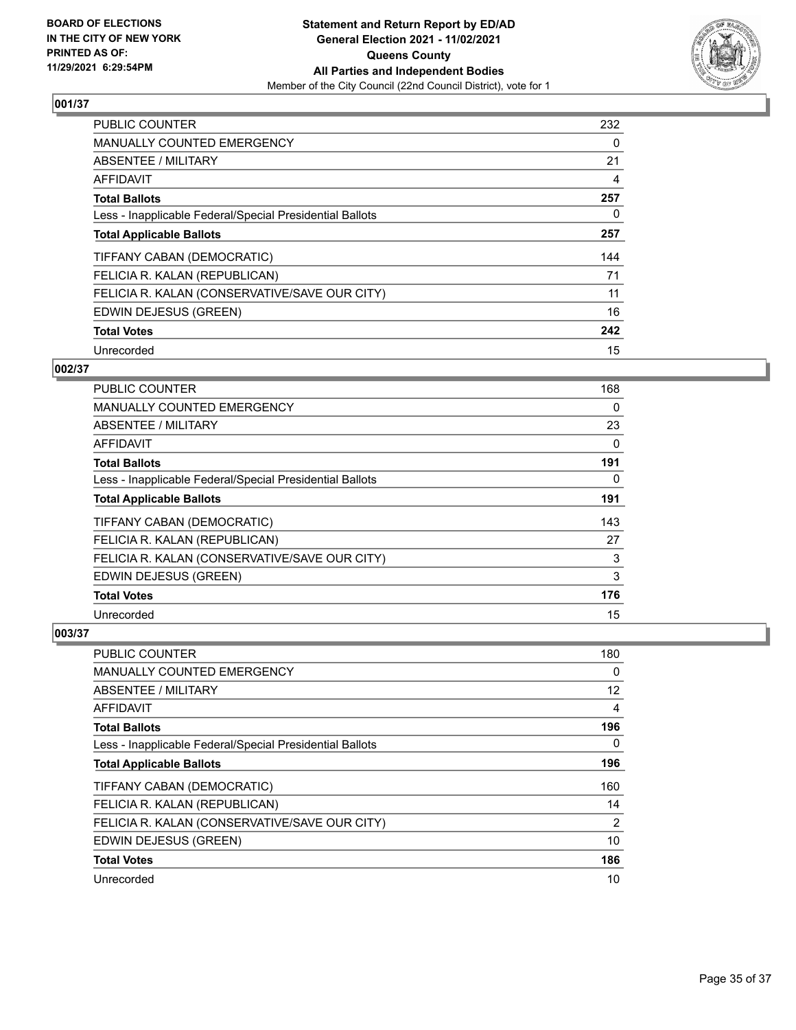**BOARD OF ELECTIONS IN THE CITY OF NEW YORK PRINTED AS OF: 11/29/2021 6:29:54PM**

**Statement and Return Report by ED/AD General Election 2021 - 11/02/2021 Queens County All Parties and Independent Bodies**

Member of the City Council (22nd Council District), vote for 1

### 001/37

| | |
|---|---|
| PUBLIC COUNTER | 232 |
| MANUALLY COUNTED EMERGENCY | 0 |
| ABSENTEE / MILITARY | 21 |
| AFFIDAVIT | 4 |
| **Total Ballots** | **257** |
| Less - Inapplicable Federal/Special Presidential Ballots | 0 |
| **Total Applicable Ballots** | **257** |
| TIFFANY CABAN (DEMOCRATIC) | 144 |
| FELICIA R. KALAN (REPUBLICAN) | 71 |
| FELICIA R. KALAN (CONSERVATIVE/SAVE OUR CITY) | 11 |
| EDWIN DEJESUS (GREEN) | 16 |
| **Total Votes** | **242** |
| Unrecorded | 15 |

### 002/37

| | |
|---|---|
| PUBLIC COUNTER | 168 |
| MANUALLY COUNTED EMERGENCY | 0 |
| ABSENTEE / MILITARY | 23 |
| AFFIDAVIT | 0 |
| **Total Ballots** | **191** |
| Less - Inapplicable Federal/Special Presidential Ballots | 0 |
| **Total Applicable Ballots** | **191** |
| TIFFANY CABAN (DEMOCRATIC) | 143 |
| FELICIA R. KALAN (REPUBLICAN) | 27 |
| FELICIA R. KALAN (CONSERVATIVE/SAVE OUR CITY) | 3 |
| EDWIN DEJESUS (GREEN) | 3 |
| **Total Votes** | **176** |
| Unrecorded | 15 |

### 003/37

| | |
|---|---|
| PUBLIC COUNTER | 180 |
| MANUALLY COUNTED EMERGENCY | 0 |
| ABSENTEE / MILITARY | 12 |
| AFFIDAVIT | 4 |
| **Total Ballots** | **196** |
| Less - Inapplicable Federal/Special Presidential Ballots | 0 |
| **Total Applicable Ballots** | **196** |
| TIFFANY CABAN (DEMOCRATIC) | 160 |
| FELICIA R. KALAN (REPUBLICAN) | 14 |
| FELICIA R. KALAN (CONSERVATIVE/SAVE OUR CITY) | 2 |
| EDWIN DEJESUS (GREEN) | 10 |
| **Total Votes** | **186** |
| Unrecorded | 10 |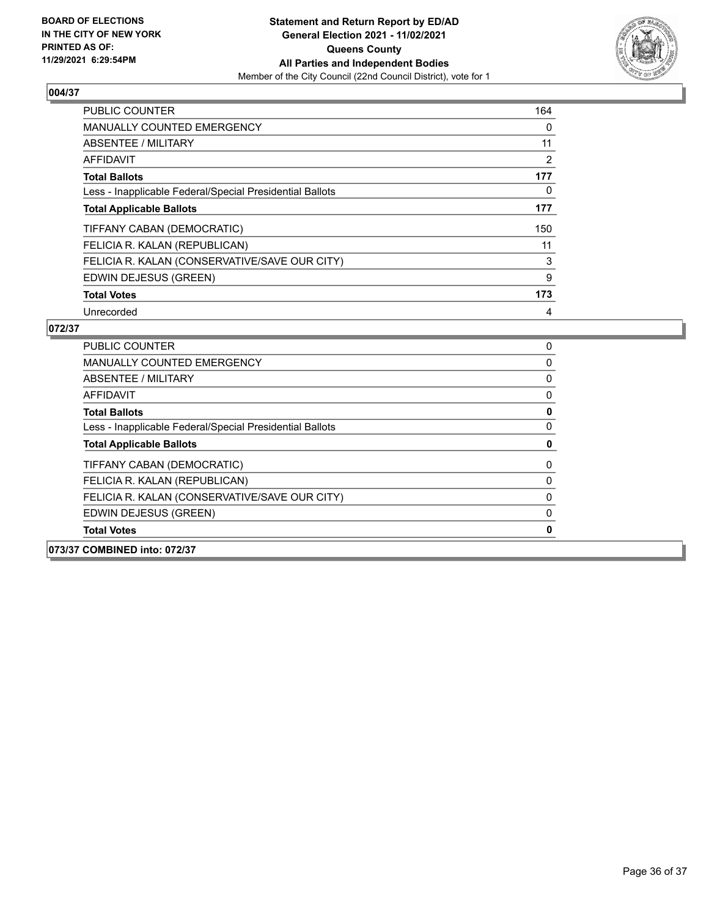**BOARD OF ELECTIONS IN THE CITY OF NEW YORK PRINTED AS OF: 11/29/2021 6:29:54PM**

**Statement and Return Report by ED/AD**
**General Election 2021 - 11/02/2021**
**Queens County**
**All Parties and Independent Bodies**
Member of the City Council (22nd Council District), vote for 1

## 004/37

| | |
|---|---|
| PUBLIC COUNTER | 164 |
| MANUALLY COUNTED EMERGENCY | 0 |
| ABSENTEE / MILITARY | 11 |
| AFFIDAVIT | 2 |
| **Total Ballots** | **177** |
| Less - Inapplicable Federal/Special Presidential Ballots | 0 |
| **Total Applicable Ballots** | **177** |
| TIFFANY CABAN (DEMOCRATIC) | 150 |
| FELICIA R. KALAN (REPUBLICAN) | 11 |
| FELICIA R. KALAN (CONSERVATIVE/SAVE OUR CITY) | 3 |
| EDWIN DEJESUS (GREEN) | 9 |
| **Total Votes** | **173** |
| Unrecorded | 4 |

## 072/37

| | |
|---|---|
| PUBLIC COUNTER | 0 |
| MANUALLY COUNTED EMERGENCY | 0 |
| ABSENTEE / MILITARY | 0 |
| AFFIDAVIT | 0 |
| **Total Ballots** | **0** |
| Less - Inapplicable Federal/Special Presidential Ballots | 0 |
| **Total Applicable Ballots** | **0** |
| TIFFANY CABAN (DEMOCRATIC) | 0 |
| FELICIA R. KALAN (REPUBLICAN) | 0 |
| FELICIA R. KALAN (CONSERVATIVE/SAVE OUR CITY) | 0 |
| EDWIN DEJESUS (GREEN) | 0 |
| **Total Votes** | **0** |

## 073/37 COMBINED into: 072/37